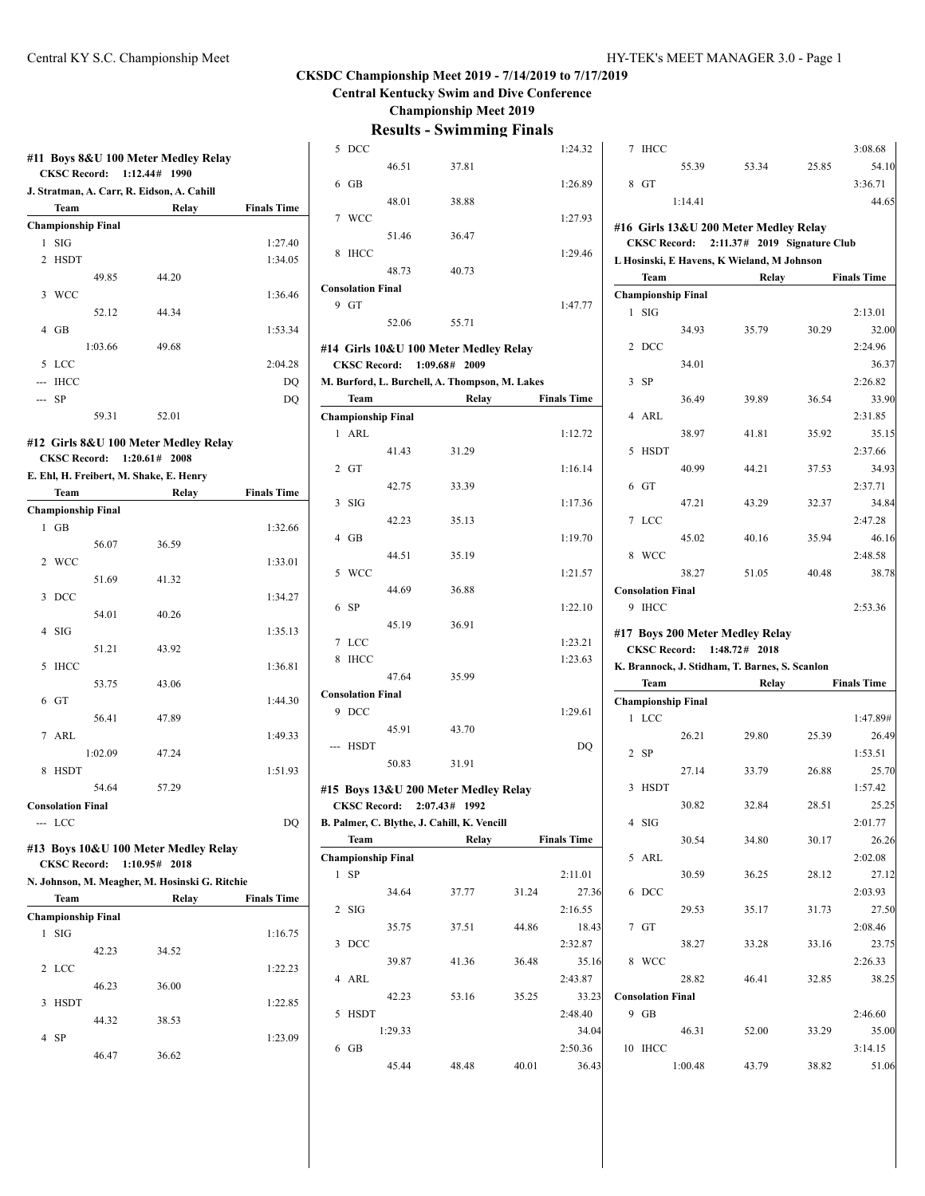## CKSDC Championship Meet 2019 - 7/14/2019 to 7/17/2019

**Central Kentucky Swim and Dive Conference**

**Championship Meet 2019**

# Results - Swimming Finals

### #11 Boys 8&U 100 Meter Medley Relay

**CKSC Record: 1:12.44# 1990**

**J. Stratman, A. Carr, R. Eidson, A. Cahill**

| Team | Relay | Finals Time |
|---|---|---|
| **Championship Final** | | |
| 1 SIG | | 1:27.40 |
| 2 HSDT | | 1:34.05 |
| 49.85 | 44.20 | |
| 3 WCC | | 1:36.46 |
| 52.12 | 44.34 | |
| 4 GB | | 1:53.34 |
| 1:03.66 | 49.68 | |
| 5 LCC | | 2:04.28 |
| --- IHCC | | DQ |
| --- SP | | DQ |
| 59.31 | 52.01 | |

### #12 Girls 8&U 100 Meter Medley Relay

**CKSC Record: 1:20.61# 2008**

**E. Ehl, H. Freibert, M. Shake, E. Henry**

| Team | Relay | Finals Time |
|---|---|---|
| **Championship Final** | | |
| 1 GB | | 1:32.66 |
| 56.07 | 36.59 | |
| 2 WCC | | 1:33.01 |
| 51.69 | 41.32 | |
| 3 DCC | | 1:34.27 |
| 54.01 | 40.26 | |
| 4 SIG | | 1:35.13 |
| 51.21 | 43.92 | |
| 5 IHCC | | 1:36.81 |
| 53.75 | 43.06 | |
| 6 GT | | 1:44.30 |
| 56.41 | 47.89 | |
| 7 ARL | | 1:49.33 |
| 1:02.09 | 47.24 | |
| 8 HSDT | | 1:51.93 |
| 54.64 | 57.29 | |
| **Consolation Final** | | |
| --- LCC | | DQ |

### #13 Boys 10&U 100 Meter Medley Relay

**CKSC Record: 1:10.95# 2018**

**N. Johnson, M. Meagher, M. Hosinski G. Ritchie**

| Team | Relay | Finals Time |
|---|---|---|
| **Championship Final** | | |
| 1 SIG | | 1:16.75 |
| 42.23 | 34.52 | |
| 2 LCC | | 1:22.23 |
| 46.23 | 36.00 | |
| 3 HSDT | | 1:22.85 |
| 44.32 | 38.53 | |
| 4 SP | | 1:23.09 |
| 46.47 | 36.62 | |
| 5 DCC | | 1:24.32 |
| 46.51 | 37.81 | |
| 6 GB | | 1:26.89 |
| 48.01 | 38.88 | |
| 7 WCC | | 1:27.93 |
| 51.46 | 36.47 | |
| 8 IHCC | | 1:29.46 |
| 48.73 | 40.73 | |
| **Consolation Final** | | |
| 9 GT | | 1:47.77 |
| 52.06 | 55.71 | |

### #14 Girls 10&U 100 Meter Medley Relay

**CKSC Record: 1:09.68# 2009**

**M. Burford, L. Burchell, A. Thompson, M. Lakes**

| Team | Relay | Finals Time |
|---|---|---|
| **Championship Final** | | |
| 1 ARL | | 1:12.72 |
| 41.43 | 31.29 | |
| 2 GT | | 1:16.14 |
| 42.75 | 33.39 | |
| 3 SIG | | 1:17.36 |
| 42.23 | 35.13 | |
| 4 GB | | 1:19.70 |
| 44.51 | 35.19 | |
| 5 WCC | | 1:21.57 |
| 44.69 | 36.88 | |
| 6 SP | | 1:22.10 |
| 45.19 | 36.91 | |
| 7 LCC | | 1:23.21 |
| 8 IHCC | | 1:23.63 |
| 47.64 | 35.99 | |
| **Consolation Final** | | |
| 9 DCC | | 1:29.61 |
| 45.91 | 43.70 | |
| --- HSDT | | DQ |
| 50.83 | 31.91 | |

### #15 Boys 13&U 200 Meter Medley Relay

**CKSC Record: 2:07.43# 1992**

**B. Palmer, C. Blythe, J. Cahill, K. Vencill**

| Team | | Relay | | Finals Time |
|---|---|---|---|---|
| **Championship Final** | | | | |
| 1 SP | | | | 2:11.01 |
| 34.64 | 37.77 | 31.24 | 27.36 | |
| 2 SIG | | | | 2:16.55 |
| 35.75 | 37.51 | 44.86 | 18.43 | |
| 3 DCC | | | | 2:32.87 |
| 39.87 | 41.36 | 36.48 | 35.16 | |
| 4 ARL | | | | 2:43.87 |
| 42.23 | 53.16 | 35.25 | 33.23 | |
| 5 HSDT | | | | 2:48.40 |
| 1:29.33 | | | 34.04 | |
| 6 GB | | | | 2:50.36 |
| 45.44 | 48.48 | 40.01 | 36.43 | |
| 7 IHCC | | | | 3:08.68 |
| 55.39 | 53.34 | 25.85 | 54.10 | |
| 8 GT | | | | 3:36.71 |
| 1:14.41 | | | 44.65 | |

### #16 Girls 13&U 200 Meter Medley Relay

**CKSC Record: 2:11.37# 2019 Signature Club**

**L Hosinski, E Havens, K Wieland, M Johnson**

| Team | | Relay | | Finals Time |
|---|---|---|---|---|
| **Championship Final** | | | | |
| 1 SIG | | | | 2:13.01 |
| 34.93 | 35.79 | 30.29 | 32.00 | |
| 2 DCC | | | | 2:24.96 |
| 34.01 | | | 36.37 | |
| 3 SP | | | | 2:26.82 |
| 36.49 | 39.89 | 36.54 | 33.90 | |
| 4 ARL | | | | 2:31.85 |
| 38.97 | 41.81 | 35.92 | 35.15 | |
| 5 HSDT | | | | 2:37.66 |
| 40.99 | 44.21 | 37.53 | 34.93 | |
| 6 GT | | | | 2:37.71 |
| 47.21 | 43.29 | 32.37 | 34.84 | |
| 7 LCC | | | | 2:47.28 |
| 45.02 | 40.16 | 35.94 | 46.16 | |
| 8 WCC | | | | 2:48.58 |
| 38.27 | 51.05 | 40.48 | 38.78 | |
| **Consolation Final** | | | | |
| 9 IHCC | | | | 2:53.36 |

### #17 Boys 200 Meter Medley Relay

**CKSC Record: 1:48.72# 2018**

**K. Brannock, J. Stidham, T. Barnes, S. Scanlon**

| Team | | Relay | | Finals Time |
|---|---|---|---|---|
| **Championship Final** | | | | |
| 1 LCC | | | | 1:47.89# |
| 26.21 | 29.80 | 25.39 | 26.49 | |
| 2 SP | | | | 1:53.51 |
| 27.14 | 33.79 | 26.88 | 25.70 | |
| 3 HSDT | | | | 1:57.42 |
| 30.82 | 32.84 | 28.51 | 25.25 | |
| 4 SIG | | | | 2:01.77 |
| 30.54 | 34.80 | 30.17 | 26.26 | |
| 5 ARL | | | | 2:02.08 |
| 30.59 | 36.25 | 28.12 | 27.12 | |
| 6 DCC | | | | 2:03.93 |
| 29.53 | 35.17 | 31.73 | 27.50 | |
| 7 GT | | | | 2:08.46 |
| 38.27 | 33.28 | 33.16 | 23.75 | |
| 8 WCC | | | | 2:26.33 |
| 28.82 | 46.41 | 32.85 | 38.25 | |
| **Consolation Final** | | | | |
| 9 GB | | | | 2:46.60 |
| 46.31 | 52.00 | 33.29 | 35.00 | |
| 10 IHCC | | | | 3:14.15 |
| 1:00.48 | 43.79 | 38.82 | 51.06 | |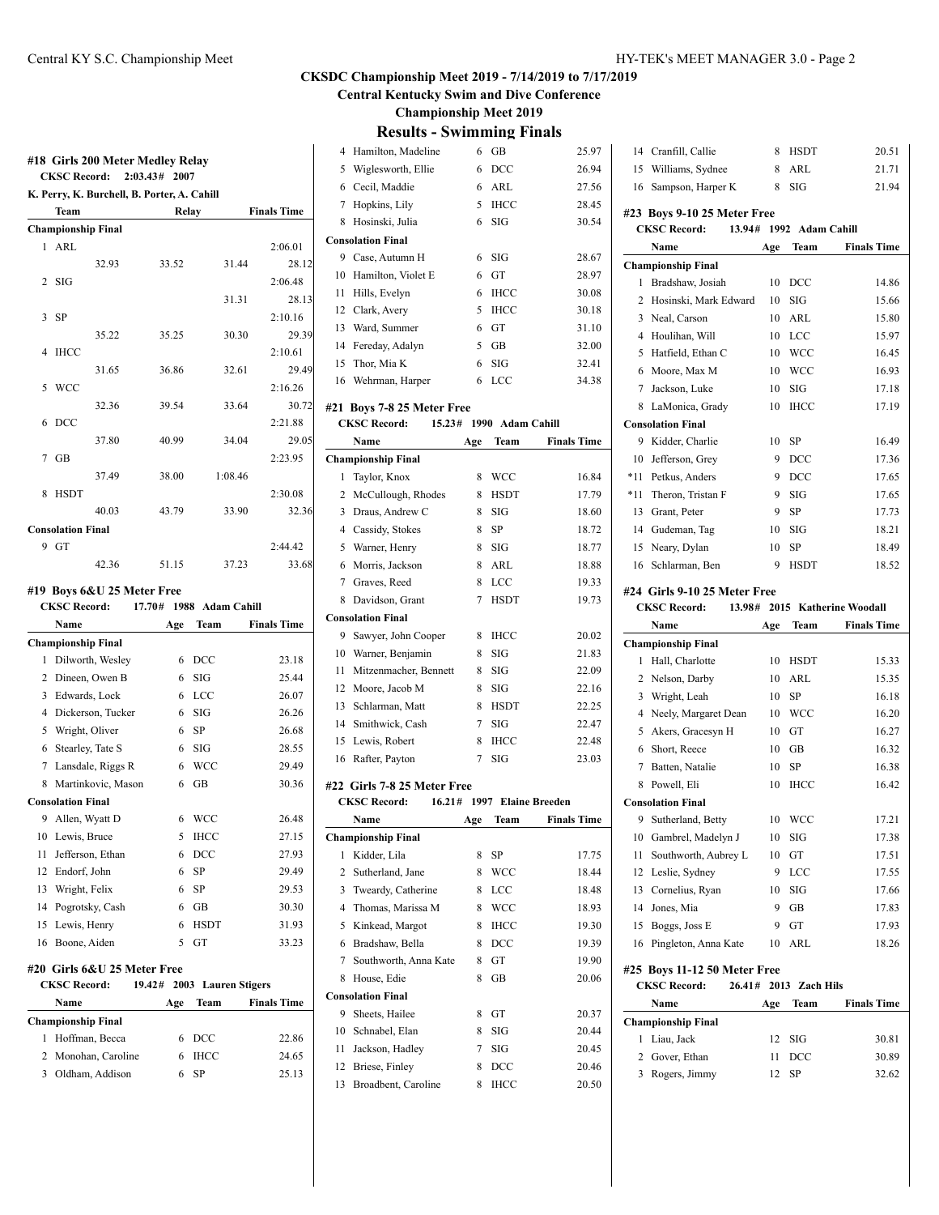**CKSDC Championship Meet 2019 - 7/14/2019 to 7/17/2019**

**Central Kentucky Swim and Dive Conference**

**Championship Meet 2019**

## Results - Swimming Finals

### #18 Girls 200 Meter Medley Relay

CKSC Record: 2:03.43# 2007

K. Perry, K. Burchell, B. Porter, A. Cahill

| | Team | Relay | | | Finals Time |
|---|---|---|---|---|---|
| **Championship Final** | | | | | |
| 1 | ARL | | | | 2:06.01 |
| | 32.93 | 33.52 | 31.44 | 28.12 | |
| 2 | SIG | | | | 2:06.48 |
| | | | 31.31 | 28.13 | |
| 3 | SP | | | | 2:10.16 |
| | 35.22 | 35.25 | 30.30 | 29.39 | |
| 4 | IHCC | | | | 2:10.61 |
| | 31.65 | 36.86 | 32.61 | 29.49 | |
| 5 | WCC | | | | 2:16.26 |
| | 32.36 | 39.54 | 33.64 | 30.72 | |
| 6 | DCC | | | | 2:21.88 |
| | 37.80 | 40.99 | 34.04 | 29.05 | |
| 7 | GB | | | | 2:23.95 |
| | 37.49 | 38.00 | 1:08.46 | | |
| 8 | HSDT | | | | 2:30.08 |
| | 40.03 | 43.79 | 33.90 | 32.36 | |
| **Consolation Final** | | | | | |
| 9 | GT | | | | 2:44.42 |
| | 42.36 | 51.15 | 37.23 | 33.68 | |

### #19 Boys 6&U 25 Meter Free

CKSC Record: 17.70# 1988 Adam Cahill

| | Name | Age | Team | Finals Time |
|---|---|---|---|---|
| **Championship Final** | | | | |
| 1 | Dilworth, Wesley | 6 | DCC | 23.18 |
| 2 | Dineen, Owen B | 6 | SIG | 25.44 |
| 3 | Edwards, Lock | 6 | LCC | 26.07 |
| 4 | Dickerson, Tucker | 6 | SIG | 26.26 |
| 5 | Wright, Oliver | 6 | SP | 26.68 |
| 6 | Stearley, Tate S | 6 | SIG | 28.55 |
| 7 | Lansdale, Riggs R | 6 | WCC | 29.49 |
| 8 | Martinkovic, Mason | 6 | GB | 30.36 |
| **Consolation Final** | | | | |
| 9 | Allen, Wyatt D | 6 | WCC | 26.48 |
| 10 | Lewis, Bruce | 5 | IHCC | 27.15 |
| 11 | Jefferson, Ethan | 6 | DCC | 27.93 |
| 12 | Endorf, John | 6 | SP | 29.49 |
| 13 | Wright, Felix | 6 | SP | 29.53 |
| 14 | Pogrotsky, Cash | 6 | GB | 30.30 |
| 15 | Lewis, Henry | 6 | HSDT | 31.93 |
| 16 | Boone, Aiden | 5 | GT | 33.23 |

### #20 Girls 6&U 25 Meter Free

CKSC Record: 19.42# 2003 Lauren Stigers

| | Name | Age | Team | Finals Time |
|---|---|---|---|---|
| **Championship Final** | | | | |
| 1 | Hoffman, Becca | 6 | DCC | 22.86 |
| 2 | Monohan, Caroline | 6 | IHCC | 24.65 |
| 3 | Oldham, Addison | 6 | SP | 25.13 |
| 4 | Hamilton, Madeline | 6 | GB | 25.97 |
| 5 | Wiglesworth, Ellie | 6 | DCC | 26.94 |
| 6 | Cecil, Maddie | 6 | ARL | 27.56 |
| 7 | Hopkins, Lily | 5 | IHCC | 28.45 |
| 8 | Hosinski, Julia | 6 | SIG | 30.54 |
| **Consolation Final** | | | | |
| 9 | Case, Autumn H | 6 | SIG | 28.67 |
| 10 | Hamilton, Violet E | 6 | GT | 28.97 |
| 11 | Hills, Evelyn | 6 | IHCC | 30.08 |
| 12 | Clark, Avery | 5 | IHCC | 30.18 |
| 13 | Ward, Summer | 6 | GT | 31.10 |
| 14 | Fereday, Adalyn | 5 | GB | 32.00 |
| 15 | Thor, Mia K | 6 | SIG | 32.41 |
| 16 | Wehrman, Harper | 6 | LCC | 34.38 |

### #21 Boys 7-8 25 Meter Free

CKSC Record: 15.23# 1990 Adam Cahill

| | Name | Age | Team | Finals Time |
|---|---|---|---|---|
| **Championship Final** | | | | |
| 1 | Taylor, Knox | 8 | WCC | 16.84 |
| 2 | McCullough, Rhodes | 8 | HSDT | 17.79 |
| 3 | Draus, Andrew C | 8 | SIG | 18.60 |
| 4 | Cassidy, Stokes | 8 | SP | 18.72 |
| 5 | Warner, Henry | 8 | SIG | 18.77 |
| 6 | Morris, Jackson | 8 | ARL | 18.88 |
| 7 | Graves, Reed | 8 | LCC | 19.33 |
| 8 | Davidson, Grant | 7 | HSDT | 19.73 |
| **Consolation Final** | | | | |
| 9 | Sawyer, John Cooper | 8 | IHCC | 20.02 |
| 10 | Warner, Benjamin | 8 | SIG | 21.83 |
| 11 | Mitzenmacher, Bennett | 8 | SIG | 22.09 |
| 12 | Moore, Jacob M | 8 | SIG | 22.16 |
| 13 | Schlarman, Matt | 8 | HSDT | 22.25 |
| 14 | Smithwick, Cash | 7 | SIG | 22.47 |
| 15 | Lewis, Robert | 8 | IHCC | 22.48 |
| 16 | Rafter, Payton | 7 | SIG | 23.03 |

### #22 Girls 7-8 25 Meter Free

CKSC Record: 16.21# 1997 Elaine Breeden

| | Name | Age | Team | Finals Time |
|---|---|---|---|---|
| **Championship Final** | | | | |
| 1 | Kidder, Lila | 8 | SP | 17.75 |
| 2 | Sutherland, Jane | 8 | WCC | 18.44 |
| 3 | Tweardy, Catherine | 8 | LCC | 18.48 |
| 4 | Thomas, Marissa M | 8 | WCC | 18.93 |
| 5 | Kinkead, Margot | 8 | IHCC | 19.30 |
| 6 | Bradshaw, Bella | 8 | DCC | 19.39 |
| 7 | Southworth, Anna Kate | 8 | GT | 19.90 |
| 8 | House, Edie | 8 | GB | 20.06 |
| **Consolation Final** | | | | |
| 9 | Sheets, Hailee | 8 | GT | 20.37 |
| 10 | Schnabel, Elan | 8 | SIG | 20.44 |
| 11 | Jackson, Hadley | 7 | SIG | 20.45 |
| 12 | Briese, Finley | 8 | DCC | 20.46 |
| 13 | Broadbent, Caroline | 8 | IHCC | 20.50 |
| 14 | Cranfill, Callie | 8 | HSDT | 20.51 |
| 15 | Williams, Sydnee | 8 | ARL | 21.71 |
| 16 | Sampson, Harper K | 8 | SIG | 21.94 |

### #23 Boys 9-10 25 Meter Free

CKSC Record: 13.94# 1992 Adam Cahill

| | Name | Age | Team | Finals Time |
|---|---|---|---|---|
| **Championship Final** | | | | |
| 1 | Bradshaw, Josiah | 10 | DCC | 14.86 |
| 2 | Hosinski, Mark Edward | 10 | SIG | 15.66 |
| 3 | Neal, Carson | 10 | ARL | 15.80 |
| 4 | Houlihan, Will | 10 | LCC | 15.97 |
| 5 | Hatfield, Ethan C | 10 | WCC | 16.45 |
| 6 | Moore, Max M | 10 | WCC | 16.93 |
| 7 | Jackson, Luke | 10 | SIG | 17.18 |
| 8 | LaMonica, Grady | 10 | IHCC | 17.19 |
| **Consolation Final** | | | | |
| 9 | Kidder, Charlie | 10 | SP | 16.49 |
| 10 | Jefferson, Grey | 9 | DCC | 17.36 |
| *11 | Petkus, Anders | 9 | DCC | 17.65 |
| *11 | Theron, Tristan F | 9 | SIG | 17.65 |
| 13 | Grant, Peter | 9 | SP | 17.73 |
| 14 | Gudeman, Tag | 10 | SIG | 18.21 |
| 15 | Neary, Dylan | 10 | SP | 18.49 |
| 16 | Schlarman, Ben | 9 | HSDT | 18.52 |

### #24 Girls 9-10 25 Meter Free

CKSC Record: 13.98# 2015 Katherine Woodall

| | Name | Age | Team | Finals Time |
|---|---|---|---|---|
| **Championship Final** | | | | |
| 1 | Hall, Charlotte | 10 | HSDT | 15.33 |
| 2 | Nelson, Darby | 10 | ARL | 15.35 |
| 3 | Wright, Leah | 10 | SP | 16.18 |
| 4 | Neely, Margaret Dean | 10 | WCC | 16.20 |
| 5 | Akers, Gracesyn H | 10 | GT | 16.27 |
| 6 | Short, Reece | 10 | GB | 16.32 |
| 7 | Batten, Natalie | 10 | SP | 16.38 |
| 8 | Powell, Eli | 10 | IHCC | 16.42 |
| **Consolation Final** | | | | |
| 9 | Sutherland, Betty | 10 | WCC | 17.21 |
| 10 | Gambrel, Madelyn J | 10 | SIG | 17.38 |
| 11 | Southworth, Aubrey L | 10 | GT | 17.51 |
| 12 | Leslie, Sydney | 9 | LCC | 17.55 |
| 13 | Cornelius, Ryan | 10 | SIG | 17.66 |
| 14 | Jones, Mia | 9 | GB | 17.83 |
| 15 | Boggs, Joss E | 9 | GT | 17.93 |
| 16 | Pingleton, Anna Kate | 10 | ARL | 18.26 |

### #25 Boys 11-12 50 Meter Free

CKSC Record: 26.41# 2013 Zach Hils

| | Name | Age | Team | Finals Time |
|---|---|---|---|---|
| **Championship Final** | | | | |
| 1 | Liau, Jack | 12 | SIG | 30.81 |
| 2 | Gover, Ethan | 11 | DCC | 30.89 |
| 3 | Rogers, Jimmy | 12 | SP | 32.62 |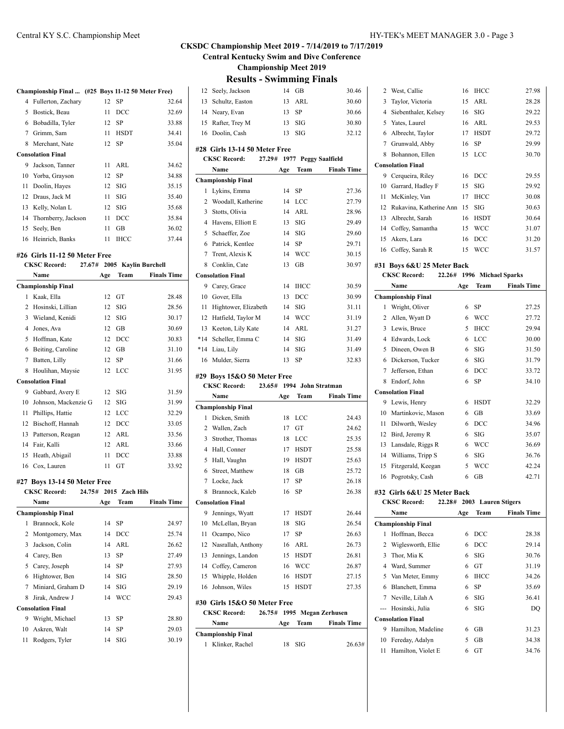# CKSDC Championship Meet 2019 - 7/14/2019 to 7/17/2019

**Central Kentucky Swim and Dive Conference**

**Championship Meet 2019**

## Results - Swimming Finals

### Championship Final ... (#25 Boys 11-12 50 Meter Free)

| | Name | Age | Team | Finals Time |
|---|---|---|---|---|
| 4 | Fullerton, Zachary | 12 | SP | 32.64 |
| 5 | Bostick, Beau | 11 | DCC | 32.69 |
| 6 | Bobadilla, Tyler | 12 | SP | 33.88 |
| 7 | Grimm, Sam | 11 | HSDT | 34.41 |
| 8 | Merchant, Nate | 12 | SP | 35.04 |
| **Consolation Final** | | | | |
| 9 | Jackson, Tanner | 11 | ARL | 34.62 |
| 10 | Yorba, Grayson | 12 | SP | 34.88 |
| 11 | Doolin, Hayes | 12 | SIG | 35.15 |
| 12 | Draus, Jack M | 11 | SIG | 35.40 |
| 13 | Kelly, Nolan L | 12 | SIG | 35.68 |
| 14 | Thornberry, Jackson | 11 | DCC | 35.84 |
| 15 | Seely, Ben | 11 | GB | 36.02 |
| 16 | Heinrich, Banks | 11 | IHCC | 37.44 |

### #26 Girls 11-12 50 Meter Free

CKSC Record: 27.67# 2005 Kaylin Burchell

| | Name | Age | Team | Finals Time |
|---|---|---|---|---|
| **Championship Final** | | | | |
| 1 | Kaak, Ella | 12 | GT | 28.48 |
| 2 | Hosinski, Lillian | 12 | SIG | 28.56 |
| 3 | Wieland, Kenidi | 12 | SIG | 30.17 |
| 4 | Jones, Ava | 12 | GB | 30.69 |
| 5 | Hoffman, Kate | 12 | DCC | 30.83 |
| 6 | Beiting, Caroline | 12 | GB | 31.10 |
| 7 | Batten, Lilly | 12 | SP | 31.66 |
| 8 | Houlihan, Maysie | 12 | LCC | 31.95 |
| **Consolation Final** | | | | |
| 9 | Gabbard, Avery E | 12 | SIG | 31.59 |
| 10 | Johnson, Mackenzie G | 12 | SIG | 31.99 |
| 11 | Phillips, Hattie | 12 | LCC | 32.29 |
| 12 | Bischoff, Hannah | 12 | DCC | 33.05 |
| 13 | Patterson, Reagan | 12 | ARL | 33.56 |
| 14 | Fair, Kalli | 12 | ARL | 33.66 |
| 15 | Heath, Abigail | 11 | DCC | 33.88 |
| 16 | Cox, Lauren | 11 | GT | 33.92 |

### #27 Boys 13-14 50 Meter Free

CKSC Record: 24.75# 2015 Zach Hils

| | Name | Age | Team | Finals Time |
|---|---|---|---|---|
| **Championship Final** | | | | |
| 1 | Brannock, Kole | 14 | SP | 24.97 |
| 2 | Montgomery, Max | 14 | DCC | 25.74 |
| 3 | Jackson, Colin | 14 | ARL | 26.62 |
| 4 | Carey, Ben | 13 | SP | 27.49 |
| 5 | Carey, Joseph | 14 | SP | 27.93 |
| 6 | Hightower, Ben | 14 | SIG | 28.50 |
| 7 | Miniard, Graham D | 14 | SIG | 29.19 |
| 8 | Jirak, Andrew J | 14 | WCC | 29.43 |
| **Consolation Final** | | | | |
| 9 | Wright, Michael | 13 | SP | 28.80 |
| 10 | Askren, Walt | 14 | SP | 29.03 |
| 11 | Rodgers, Tyler | 14 | SIG | 30.19 |
| 12 | Seely, Jackson | 14 | GB | 30.46 |
| 13 | Schultz, Easton | 13 | ARL | 30.60 |
| 14 | Neary, Evan | 13 | SP | 30.66 |
| 15 | Rafter, Trey M | 13 | SIG | 30.80 |
| 16 | Doolin, Cash | 13 | SIG | 32.12 |

### #28 Girls 13-14 50 Meter Free

CKSC Record: 27.29# 1977 Peggy Saalfield

| | Name | Age | Team | Finals Time |
|---|---|---|---|---|
| **Championship Final** | | | | |
| 1 | Lykins, Emma | 14 | SP | 27.36 |
| 2 | Woodall, Katherine | 14 | LCC | 27.79 |
| 3 | Stotts, Olivia | 14 | ARL | 28.96 |
| 4 | Havens, Elliott E | 13 | SIG | 29.49 |
| 5 | Schaeffer, Zoe | 14 | SIG | 29.60 |
| 6 | Patrick, Kentlee | 14 | SP | 29.71 |
| 7 | Trent, Alexis K | 14 | WCC | 30.15 |
| 8 | Conklin, Cate | 13 | GB | 30.97 |
| **Consolation Final** | | | | |
| 9 | Carey, Grace | 14 | IHCC | 30.59 |
| 10 | Gover, Ella | 13 | DCC | 30.99 |
| 11 | Hightower, Elizabeth | 14 | SIG | 31.11 |
| 12 | Hatfield, Taylor M | 14 | WCC | 31.19 |
| 13 | Keeton, Lily Kate | 14 | ARL | 31.27 |
| *14 | Scheller, Emma C | 14 | SIG | 31.49 |
| *14 | Liau, Lily | 14 | SIG | 31.49 |
| 16 | Mulder, Sierra | 13 | SP | 32.83 |

### #29 Boys 15&O 50 Meter Free

CKSC Record: 23.65# 1994 John Stratman

| | Name | Age | Team | Finals Time |
|---|---|---|---|---|
| **Championship Final** | | | | |
| 1 | Dicken, Smith | 18 | LCC | 24.43 |
| 2 | Wallen, Zach | 17 | GT | 24.62 |
| 3 | Strother, Thomas | 18 | LCC | 25.35 |
| 4 | Hall, Conner | 17 | HSDT | 25.58 |
| 5 | Hall, Vaughn | 19 | HSDT | 25.63 |
| 6 | Street, Matthew | 18 | GB | 25.72 |
| 7 | Locke, Jack | 17 | SP | 26.18 |
| 8 | Brannock, Kaleb | 16 | SP | 26.38 |
| **Consolation Final** | | | | |
| 9 | Jennings, Wyatt | 17 | HSDT | 26.44 |
| 10 | McLellan, Bryan | 18 | SIG | 26.54 |
| 11 | Ocampo, Nico | 17 | SP | 26.63 |
| 12 | Nasrallah, Anthony | 16 | ARL | 26.73 |
| 13 | Jennings, Landon | 15 | HSDT | 26.81 |
| 14 | Coffey, Cameron | 16 | WCC | 26.87 |
| 15 | Whipple, Holden | 16 | HSDT | 27.15 |
| 16 | Johnson, Wiles | 15 | HSDT | 27.35 |

### #30 Girls 15&O 50 Meter Free

CKSC Record: 26.75# 1995 Megan Zerhusen

| | Name | Age | Team | Finals Time |
|---|---|---|---|---|
| **Championship Final** | | | | |
| 1 | Klinker, Rachel | 18 | SIG | 26.63# |
| 2 | West, Callie | 16 | IHCC | 27.98 |
| 3 | Taylor, Victoria | 15 | ARL | 28.28 |
| 4 | Siebenthaler, Kelsey | 16 | SIG | 29.22 |
| 5 | Yates, Laurel | 16 | ARL | 29.53 |
| 6 | Albrecht, Taylor | 17 | HSDT | 29.72 |
| 7 | Grunwald, Abby | 16 | SP | 29.99 |
| 8 | Bohannon, Ellen | 15 | LCC | 30.70 |
| **Consolation Final** | | | | |
| 9 | Cerqueira, Riley | 16 | DCC | 29.55 |
| 10 | Garrard, Hadley F | 15 | SIG | 29.92 |
| 11 | McKinley, Van | 17 | IHCC | 30.08 |
| 12 | Rukavina, Katherine Ann | 15 | SIG | 30.63 |
| 13 | Albrecht, Sarah | 16 | HSDT | 30.64 |
| 14 | Coffey, Samantha | 15 | WCC | 31.07 |
| 15 | Akers, Lara | 16 | DCC | 31.20 |
| 16 | Coffey, Sarah R | 15 | WCC | 31.57 |

### #31 Boys 6&U 25 Meter Back

CKSC Record: 22.26# 1996 Michael Sparks

| | Name | Age | Team | Finals Time |
|---|---|---|---|---|
| **Championship Final** | | | | |
| 1 | Wright, Oliver | 6 | SP | 27.25 |
| 2 | Allen, Wyatt D | 6 | WCC | 27.72 |
| 3 | Lewis, Bruce | 5 | IHCC | 29.94 |
| 4 | Edwards, Lock | 6 | LCC | 30.00 |
| 5 | Dineen, Owen B | 6 | SIG | 31.50 |
| 6 | Dickerson, Tucker | 6 | SIG | 31.79 |
| 7 | Jefferson, Ethan | 6 | DCC | 33.72 |
| 8 | Endorf, John | 6 | SP | 34.10 |
| **Consolation Final** | | | | |
| 9 | Lewis, Henry | 6 | HSDT | 32.29 |
| 10 | Martinkovic, Mason | 6 | GB | 33.69 |
| 11 | Dilworth, Wesley | 6 | DCC | 34.96 |
| 12 | Bird, Jeremy R | 6 | SIG | 35.07 |
| 13 | Lansdale, Riggs R | 6 | WCC | 36.69 |
| 14 | Williams, Tripp S | 6 | SIG | 36.76 |
| 15 | Fitzgerald, Keegan | 5 | WCC | 42.24 |
| 16 | Pogrotsky, Cash | 6 | GB | 42.71 |

### #32 Girls 6&U 25 Meter Back

CKSC Record: 22.28# 2003 Lauren Stigers

| | Name | Age | Team | Finals Time |
|---|---|---|---|---|
| **Championship Final** | | | | |
| 1 | Hoffman, Becca | 6 | DCC | 28.38 |
| 2 | Wiglesworth, Ellie | 6 | DCC | 29.14 |
| 3 | Thor, Mia K | 6 | SIG | 30.76 |
| 4 | Ward, Summer | 6 | GT | 31.19 |
| 5 | Van Meter, Emmy | 6 | IHCC | 34.26 |
| 6 | Blanchett, Emma | 6 | SP | 35.69 |
| 7 | Neville, Lilah A | 6 | SIG | 36.41 |
| --- | Hosinski, Julia | 6 | SIG | DQ |
| **Consolation Final** | | | | |
| 9 | Hamilton, Madeline | 6 | GB | 31.23 |
| 10 | Fereday, Adalyn | 5 | GB | 34.38 |
| 11 | Hamilton, Violet E | 6 | GT | 34.76 |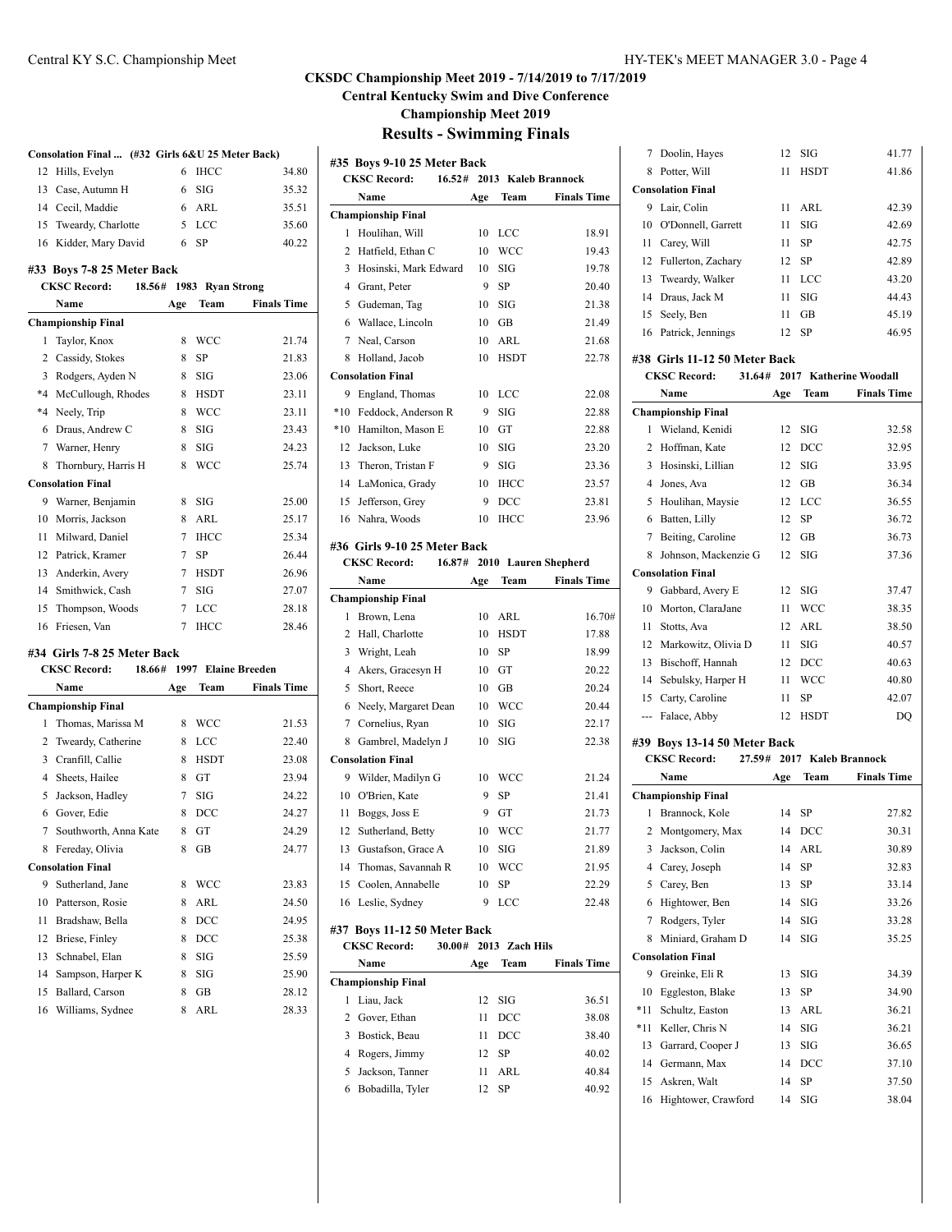## CKSDC Championship Meet 2019 - 7/14/2019 to 7/17/2019

**Central Kentucky Swim and Dive Conference**

**Championship Meet 2019**

### Results - Swimming Finals

**Consolation Final ... (#32 Girls 6&U 25 Meter Back)**

| | Name | Age | Team | Finals Time |
|---|---|---|---|---|
| 12 | Hills, Evelyn | 6 | IHCC | 34.80 |
| 13 | Case, Autumn H | 6 | SIG | 35.32 |
| 14 | Cecil, Maddie | 6 | ARL | 35.51 |
| 15 | Tweardy, Charlotte | 5 | LCC | 35.60 |
| 16 | Kidder, Mary David | 6 | SP | 40.22 |

#### #33 Boys 7-8 25 Meter Back

**CKSC Record: 18.56# 1983 Ryan Strong**

| | Name | Age | Team | Finals Time |
|---|---|---|---|---|
| **Championship Final** | | | | |
| 1 | Taylor, Knox | 8 | WCC | 21.74 |
| 2 | Cassidy, Stokes | 8 | SP | 21.83 |
| 3 | Rodgers, Ayden N | 8 | SIG | 23.06 |
| *4 | McCullough, Rhodes | 8 | HSDT | 23.11 |
| *4 | Neely, Trip | 8 | WCC | 23.11 |
| 6 | Draus, Andrew C | 8 | SIG | 23.43 |
| 7 | Warner, Henry | 8 | SIG | 24.23 |
| 8 | Thornbury, Harris H | 8 | WCC | 25.74 |
| **Consolation Final** | | | | |
| 9 | Warner, Benjamin | 8 | SIG | 25.00 |
| 10 | Morris, Jackson | 8 | ARL | 25.17 |
| 11 | Milward, Daniel | 7 | IHCC | 25.34 |
| 12 | Patrick, Kramer | 7 | SP | 26.44 |
| 13 | Anderkin, Avery | 7 | HSDT | 26.96 |
| 14 | Smithwick, Cash | 7 | SIG | 27.07 |
| 15 | Thompson, Woods | 7 | LCC | 28.18 |
| 16 | Friesen, Van | 7 | IHCC | 28.46 |

#### #34 Girls 7-8 25 Meter Back

**CKSC Record: 18.66# 1997 Elaine Breeden**

| | Name | Age | Team | Finals Time |
|---|---|---|---|---|
| **Championship Final** | | | | |
| 1 | Thomas, Marissa M | 8 | WCC | 21.53 |
| 2 | Tweardy, Catherine | 8 | LCC | 22.40 |
| 3 | Cranfill, Callie | 8 | HSDT | 23.08 |
| 4 | Sheets, Hailee | 8 | GT | 23.94 |
| 5 | Jackson, Hadley | 7 | SIG | 24.22 |
| 6 | Gover, Edie | 8 | DCC | 24.27 |
| 7 | Southworth, Anna Kate | 8 | GT | 24.29 |
| 8 | Fereday, Olivia | 8 | GB | 24.77 |
| **Consolation Final** | | | | |
| 9 | Sutherland, Jane | 8 | WCC | 23.83 |
| 10 | Patterson, Rosie | 8 | ARL | 24.50 |
| 11 | Bradshaw, Bella | 8 | DCC | 24.95 |
| 12 | Briese, Finley | 8 | DCC | 25.38 |
| 13 | Schnabel, Elan | 8 | SIG | 25.59 |
| 14 | Sampson, Harper K | 8 | SIG | 25.90 |
| 15 | Ballard, Carson | 8 | GB | 28.12 |
| 16 | Williams, Sydnee | 8 | ARL | 28.33 |

#### #35 Boys 9-10 25 Meter Back

**CKSC Record: 16.52# 2013 Kaleb Brannock**

| | Name | Age | Team | Finals Time |
|---|---|---|---|---|
| **Championship Final** | | | | |
| 1 | Houlihan, Will | 10 | LCC | 18.91 |
| 2 | Hatfield, Ethan C | 10 | WCC | 19.43 |
| 3 | Hosinski, Mark Edward | 10 | SIG | 19.78 |
| 4 | Grant, Peter | 9 | SP | 20.40 |
| 5 | Gudeman, Tag | 10 | SIG | 21.38 |
| 6 | Wallace, Lincoln | 10 | GB | 21.49 |
| 7 | Neal, Carson | 10 | ARL | 21.68 |
| 8 | Holland, Jacob | 10 | HSDT | 22.78 |
| **Consolation Final** | | | | |
| 9 | England, Thomas | 10 | LCC | 22.08 |
| *10 | Feddock, Anderson R | 9 | SIG | 22.88 |
| *10 | Hamilton, Mason E | 10 | GT | 22.88 |
| 12 | Jackson, Luke | 10 | SIG | 23.20 |
| 13 | Theron, Tristan F | 9 | SIG | 23.36 |
| 14 | LaMonica, Grady | 10 | IHCC | 23.57 |
| 15 | Jefferson, Grey | 9 | DCC | 23.81 |
| 16 | Nahra, Woods | 10 | IHCC | 23.96 |

#### #36 Girls 9-10 25 Meter Back

**CKSC Record: 16.87# 2010 Lauren Shepherd**

| | Name | Age | Team | Finals Time |
|---|---|---|---|---|
| **Championship Final** | | | | |
| 1 | Brown, Lena | 10 | ARL | 16.70# |
| 2 | Hall, Charlotte | 10 | HSDT | 17.88 |
| 3 | Wright, Leah | 10 | SP | 18.99 |
| 4 | Akers, Gracesyn H | 10 | GT | 20.22 |
| 5 | Short, Reece | 10 | GB | 20.24 |
| 6 | Neely, Margaret Dean | 10 | WCC | 20.44 |
| 7 | Cornelius, Ryan | 10 | SIG | 22.17 |
| 8 | Gambrel, Madelyn J | 10 | SIG | 22.38 |
| **Consolation Final** | | | | |
| 9 | Wilder, Madilyn G | 10 | WCC | 21.24 |
| 10 | O'Brien, Kate | 9 | SP | 21.41 |
| 11 | Boggs, Joss E | 9 | GT | 21.73 |
| 12 | Sutherland, Betty | 10 | WCC | 21.77 |
| 13 | Gustafson, Grace A | 10 | SIG | 21.89 |
| 14 | Thomas, Savannah R | 10 | WCC | 21.95 |
| 15 | Coolen, Annabelle | 10 | SP | 22.29 |
| 16 | Leslie, Sydney | 9 | LCC | 22.48 |

#### #37 Boys 11-12 50 Meter Back

**CKSC Record: 30.00# 2013 Zach Hils**

| | Name | Age | Team | Finals Time |
|---|---|---|---|---|
| **Championship Final** | | | | |
| 1 | Liau, Jack | 12 | SIG | 36.51 |
| 2 | Gover, Ethan | 11 | DCC | 38.08 |
| 3 | Bostick, Beau | 11 | DCC | 38.40 |
| 4 | Rogers, Jimmy | 12 | SP | 40.02 |
| 5 | Jackson, Tanner | 11 | ARL | 40.84 |
| 6 | Bobadilla, Tyler | 12 | SP | 40.92 |
| 7 | Doolin, Hayes | 12 | SIG | 41.77 |
| 8 | Potter, Will | 11 | HSDT | 41.86 |
| **Consolation Final** | | | | |
| 9 | Lair, Colin | 11 | ARL | 42.39 |
| 10 | O'Donnell, Garrett | 11 | SIG | 42.69 |
| 11 | Carey, Will | 11 | SP | 42.75 |
| 12 | Fullerton, Zachary | 12 | SP | 42.89 |
| 13 | Tweardy, Walker | 11 | LCC | 43.20 |
| 14 | Draus, Jack M | 11 | SIG | 44.43 |
| 15 | Seely, Ben | 11 | GB | 45.19 |
| 16 | Patrick, Jennings | 12 | SP | 46.95 |

#### #38 Girls 11-12 50 Meter Back

**CKSC Record: 31.64# 2017 Katherine Woodall**

| | Name | Age | Team | Finals Time |
|---|---|---|---|---|
| **Championship Final** | | | | |
| 1 | Wieland, Kenidi | 12 | SIG | 32.58 |
| 2 | Hoffman, Kate | 12 | DCC | 32.95 |
| 3 | Hosinski, Lillian | 12 | SIG | 33.95 |
| 4 | Jones, Ava | 12 | GB | 36.34 |
| 5 | Houlihan, Maysie | 12 | LCC | 36.55 |
| 6 | Batten, Lilly | 12 | SP | 36.72 |
| 7 | Beiting, Caroline | 12 | GB | 36.73 |
| 8 | Johnson, Mackenzie G | 12 | SIG | 37.36 |
| **Consolation Final** | | | | |
| 9 | Gabbard, Avery E | 12 | SIG | 37.47 |
| 10 | Morton, ClaraJane | 11 | WCC | 38.35 |
| 11 | Stotts, Ava | 12 | ARL | 38.50 |
| 12 | Markowitz, Olivia D | 11 | SIG | 40.57 |
| 13 | Bischoff, Hannah | 12 | DCC | 40.63 |
| 14 | Sebulsky, Harper H | 11 | WCC | 40.80 |
| 15 | Carty, Caroline | 11 | SP | 42.07 |
| --- | Falace, Abby | 12 | HSDT | DQ |

#### #39 Boys 13-14 50 Meter Back

**CKSC Record: 27.59# 2017 Kaleb Brannock**

| | Name | Age | Team | Finals Time |
|---|---|---|---|---|
| **Championship Final** | | | | |
| 1 | Brannock, Kole | 14 | SP | 27.82 |
| 2 | Montgomery, Max | 14 | DCC | 30.31 |
| 3 | Jackson, Colin | 14 | ARL | 30.89 |
| 4 | Carey, Joseph | 14 | SP | 32.83 |
| 5 | Carey, Ben | 13 | SP | 33.14 |
| 6 | Hightower, Ben | 14 | SIG | 33.26 |
| 7 | Rodgers, Tyler | 14 | SIG | 33.28 |
| 8 | Miniard, Graham D | 14 | SIG | 35.25 |
| **Consolation Final** | | | | |
| 9 | Greinke, Eli R | 13 | SIG | 34.39 |
| 10 | Eggleston, Blake | 13 | SP | 34.90 |
| *11 | Schultz, Easton | 13 | ARL | 36.21 |
| *11 | Keller, Chris N | 14 | SIG | 36.21 |
| 13 | Garrard, Cooper J | 13 | SIG | 36.65 |
| 14 | Germann, Max | 14 | DCC | 37.10 |
| 15 | Askren, Walt | 14 | SP | 37.50 |
| 16 | Hightower, Crawford | 14 | SIG | 38.04 |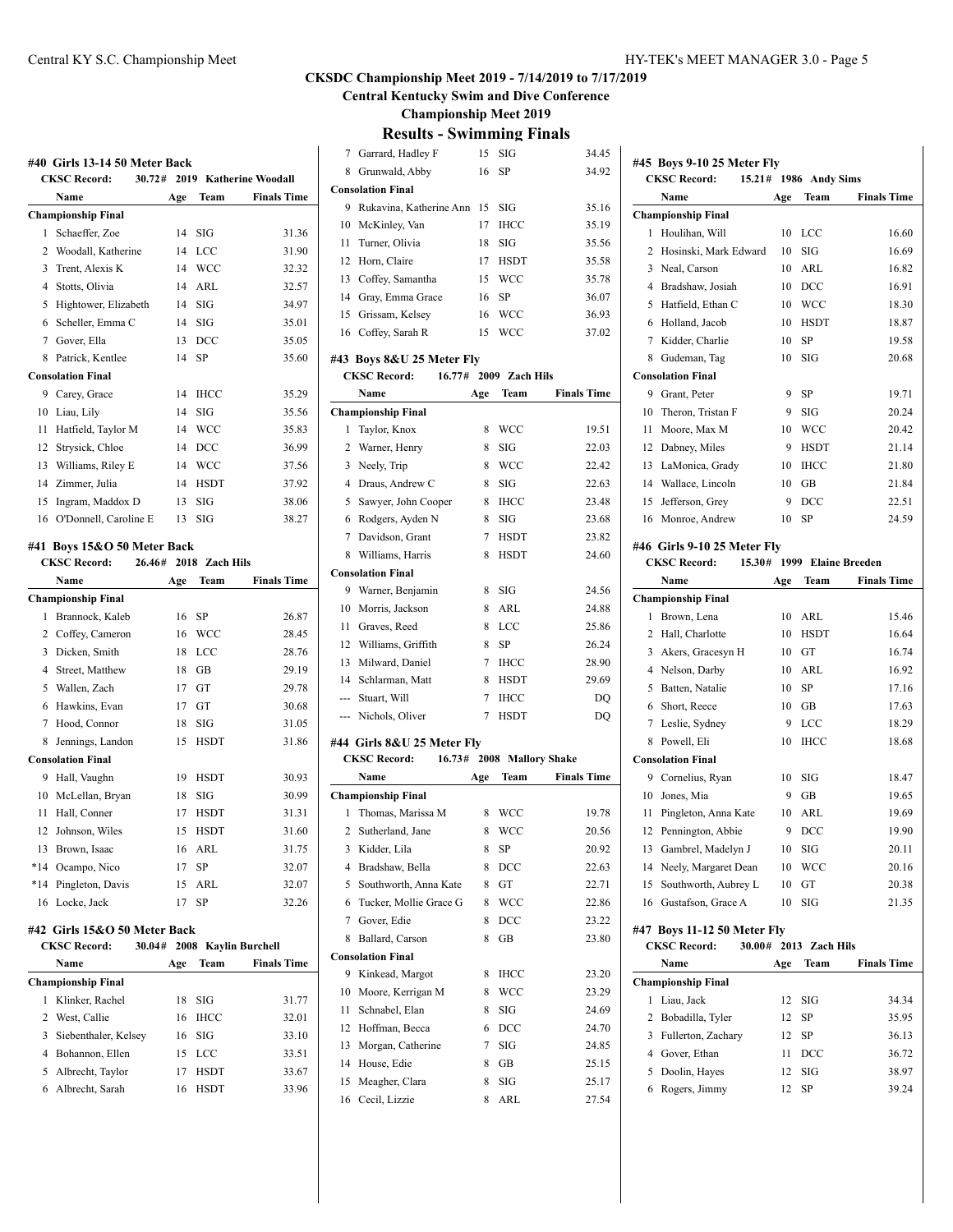**CKSDC Championship Meet 2019 - 7/14/2019 to 7/17/2019**

**Central Kentucky Swim and Dive Conference**

**Championship Meet 2019**

## Results - Swimming Finals

### #40 Girls 13-14 50 Meter Back

CKSC Record: 30.72# 2019 Katherine Woodall

| | Name | Age | Team | Finals Time |
|---|---|---|---|---|
| **Championship Final** | | | | |
| 1 | Schaeffer, Zoe | 14 | SIG | 31.36 |
| 2 | Woodall, Katherine | 14 | LCC | 31.90 |
| 3 | Trent, Alexis K | 14 | WCC | 32.32 |
| 4 | Stotts, Olivia | 14 | ARL | 32.57 |
| 5 | Hightower, Elizabeth | 14 | SIG | 34.97 |
| 6 | Scheller, Emma C | 14 | SIG | 35.01 |
| 7 | Gover, Ella | 13 | DCC | 35.05 |
| 8 | Patrick, Kentlee | 14 | SP | 35.60 |
| **Consolation Final** | | | | |
| 9 | Carey, Grace | 14 | IHCC | 35.29 |
| 10 | Liau, Lily | 14 | SIG | 35.56 |
| 11 | Hatfield, Taylor M | 14 | WCC | 35.83 |
| 12 | Strysick, Chloe | 14 | DCC | 36.99 |
| 13 | Williams, Riley E | 14 | WCC | 37.56 |
| 14 | Zimmer, Julia | 14 | HSDT | 37.92 |
| 15 | Ingram, Maddox D | 13 | SIG | 38.06 |
| 16 | O'Donnell, Caroline E | 13 | SIG | 38.27 |

### #41 Boys 15&O 50 Meter Back

CKSC Record: 26.46# 2018 Zach Hils

| | Name | Age | Team | Finals Time |
|---|---|---|---|---|
| **Championship Final** | | | | |
| 1 | Brannock, Kaleb | 16 | SP | 26.87 |
| 2 | Coffey, Cameron | 16 | WCC | 28.45 |
| 3 | Dicken, Smith | 18 | LCC | 28.76 |
| 4 | Street, Matthew | 18 | GB | 29.19 |
| 5 | Wallen, Zach | 17 | GT | 29.78 |
| 6 | Hawkins, Evan | 17 | GT | 30.68 |
| 7 | Hood, Connor | 18 | SIG | 31.05 |
| 8 | Jennings, Landon | 15 | HSDT | 31.86 |
| **Consolation Final** | | | | |
| 9 | Hall, Vaughn | 19 | HSDT | 30.93 |
| 10 | McLellan, Bryan | 18 | SIG | 30.99 |
| 11 | Hall, Conner | 17 | HSDT | 31.31 |
| 12 | Johnson, Wiles | 15 | HSDT | 31.60 |
| 13 | Brown, Isaac | 16 | ARL | 31.75 |
| *14 | Ocampo, Nico | 17 | SP | 32.07 |
| *14 | Pingleton, Davis | 15 | ARL | 32.07 |
| 16 | Locke, Jack | 17 | SP | 32.26 |

### #42 Girls 15&O 50 Meter Back

CKSC Record: 30.04# 2008 Kaylin Burchell

| | Name | Age | Team | Finals Time |
|---|---|---|---|---|
| **Championship Final** | | | | |
| 1 | Klinker, Rachel | 18 | SIG | 31.77 |
| 2 | West, Callie | 16 | IHCC | 32.01 |
| 3 | Siebenthaler, Kelsey | 16 | SIG | 33.10 |
| 4 | Bohannon, Ellen | 15 | LCC | 33.51 |
| 5 | Albrecht, Taylor | 17 | HSDT | 33.67 |
| 6 | Albrecht, Sarah | 16 | HSDT | 33.96 |
| 7 | Garrard, Hadley F | 15 | SIG | 34.45 |
| 8 | Grunwald, Abby | 16 | SP | 34.92 |
| **Consolation Final** | | | | |
| 9 | Rukavina, Katherine Ann | 15 | SIG | 35.16 |
| 10 | McKinley, Van | 17 | IHCC | 35.19 |
| 11 | Turner, Olivia | 18 | SIG | 35.56 |
| 12 | Horn, Claire | 17 | HSDT | 35.58 |
| 13 | Coffey, Samantha | 15 | WCC | 35.78 |
| 14 | Gray, Emma Grace | 16 | SP | 36.07 |
| 15 | Grissam, Kelsey | 16 | WCC | 36.93 |
| 16 | Coffey, Sarah R | 15 | WCC | 37.02 |

### #43 Boys 8&U 25 Meter Fly

CKSC Record: 16.77# 2009 Zach Hils

| | Name | Age | Team | Finals Time |
|---|---|---|---|---|
| **Championship Final** | | | | |
| 1 | Taylor, Knox | 8 | WCC | 19.51 |
| 2 | Warner, Henry | 8 | SIG | 22.03 |
| 3 | Neely, Trip | 8 | WCC | 22.42 |
| 4 | Draus, Andrew C | 8 | SIG | 22.63 |
| 5 | Sawyer, John Cooper | 8 | IHCC | 23.48 |
| 6 | Rodgers, Ayden N | 8 | SIG | 23.68 |
| 7 | Davidson, Grant | 7 | HSDT | 23.82 |
| 8 | Williams, Harris | 8 | HSDT | 24.60 |
| **Consolation Final** | | | | |
| 9 | Warner, Benjamin | 8 | SIG | 24.56 |
| 10 | Morris, Jackson | 8 | ARL | 24.88 |
| 11 | Graves, Reed | 8 | LCC | 25.86 |
| 12 | Williams, Griffith | 8 | SP | 26.24 |
| 13 | Milward, Daniel | 7 | IHCC | 28.90 |
| 14 | Schlarman, Matt | 8 | HSDT | 29.69 |
| --- | Stuart, Will | 7 | IHCC | DQ |
| --- | Nichols, Oliver | 7 | HSDT | DQ |

### #44 Girls 8&U 25 Meter Fly

CKSC Record: 16.73# 2008 Mallory Shake

| | Name | Age | Team | Finals Time |
|---|---|---|---|---|
| **Championship Final** | | | | |
| 1 | Thomas, Marissa M | 8 | WCC | 19.78 |
| 2 | Sutherland, Jane | 8 | WCC | 20.56 |
| 3 | Kidder, Lila | 8 | SP | 20.92 |
| 4 | Bradshaw, Bella | 8 | DCC | 22.63 |
| 5 | Southworth, Anna Kate | 8 | GT | 22.71 |
| 6 | Tucker, Mollie Grace G | 8 | WCC | 22.86 |
| 7 | Gover, Edie | 8 | DCC | 23.22 |
| 8 | Ballard, Carson | 8 | GB | 23.80 |
| **Consolation Final** | | | | |
| 9 | Kinkead, Margot | 8 | IHCC | 23.20 |
| 10 | Moore, Kerrigan M | 8 | WCC | 23.29 |
| 11 | Schnabel, Elan | 8 | SIG | 24.69 |
| 12 | Hoffman, Becca | 6 | DCC | 24.70 |
| 13 | Morgan, Catherine | 7 | SIG | 24.85 |
| 14 | House, Edie | 8 | GB | 25.15 |
| 15 | Meagher, Clara | 8 | SIG | 25.17 |
| 16 | Cecil, Lizzie | 8 | ARL | 27.54 |

### #45 Boys 9-10 25 Meter Fly

CKSC Record: 15.21# 1986 Andy Sims

| | Name | Age | Team | Finals Time |
|---|---|---|---|---|
| **Championship Final** | | | | |
| 1 | Houlihan, Will | 10 | LCC | 16.60 |
| 2 | Hosinski, Mark Edward | 10 | SIG | 16.69 |
| 3 | Neal, Carson | 10 | ARL | 16.82 |
| 4 | Bradshaw, Josiah | 10 | DCC | 16.91 |
| 5 | Hatfield, Ethan C | 10 | WCC | 18.30 |
| 6 | Holland, Jacob | 10 | HSDT | 18.87 |
| 7 | Kidder, Charlie | 10 | SP | 19.58 |
| 8 | Gudeman, Tag | 10 | SIG | 20.68 |
| **Consolation Final** | | | | |
| 9 | Grant, Peter | 9 | SP | 19.71 |
| 10 | Theron, Tristan F | 9 | SIG | 20.24 |
| 11 | Moore, Max M | 10 | WCC | 20.42 |
| 12 | Dabney, Miles | 9 | HSDT | 21.14 |
| 13 | LaMonica, Grady | 10 | IHCC | 21.80 |
| 14 | Wallace, Lincoln | 10 | GB | 21.84 |
| 15 | Jefferson, Grey | 9 | DCC | 22.51 |
| 16 | Monroe, Andrew | 10 | SP | 24.59 |

### #46 Girls 9-10 25 Meter Fly

CKSC Record: 15.30# 1999 Elaine Breeden

| | Name | Age | Team | Finals Time |
|---|---|---|---|---|
| **Championship Final** | | | | |
| 1 | Brown, Lena | 10 | ARL | 15.46 |
| 2 | Hall, Charlotte | 10 | HSDT | 16.64 |
| 3 | Akers, Gracesyn H | 10 | GT | 16.74 |
| 4 | Nelson, Darby | 10 | ARL | 16.92 |
| 5 | Batten, Natalie | 10 | SP | 17.16 |
| 6 | Short, Reece | 10 | GB | 17.63 |
| 7 | Leslie, Sydney | 9 | LCC | 18.29 |
| 8 | Powell, Eli | 10 | IHCC | 18.68 |
| **Consolation Final** | | | | |
| 9 | Cornelius, Ryan | 10 | SIG | 18.47 |
| 10 | Jones, Mia | 9 | GB | 19.65 |
| 11 | Pingleton, Anna Kate | 10 | ARL | 19.69 |
| 12 | Pennington, Abbie | 9 | DCC | 19.90 |
| 13 | Gambrel, Madelyn J | 10 | SIG | 20.11 |
| 14 | Neely, Margaret Dean | 10 | WCC | 20.16 |
| 15 | Southworth, Aubrey L | 10 | GT | 20.38 |
| 16 | Gustafson, Grace A | 10 | SIG | 21.35 |

### #47 Boys 11-12 50 Meter Fly

CKSC Record: 30.00# 2013 Zach Hils

| | Name | Age | Team | Finals Time |
|---|---|---|---|---|
| **Championship Final** | | | | |
| 1 | Liau, Jack | 12 | SIG | 34.34 |
| 2 | Bobadilla, Tyler | 12 | SP | 35.95 |
| 3 | Fullerton, Zachary | 12 | SP | 36.13 |
| 4 | Gover, Ethan | 11 | DCC | 36.72 |
| 5 | Doolin, Hayes | 12 | SIG | 38.97 |
| 6 | Rogers, Jimmy | 12 | SP | 39.24 |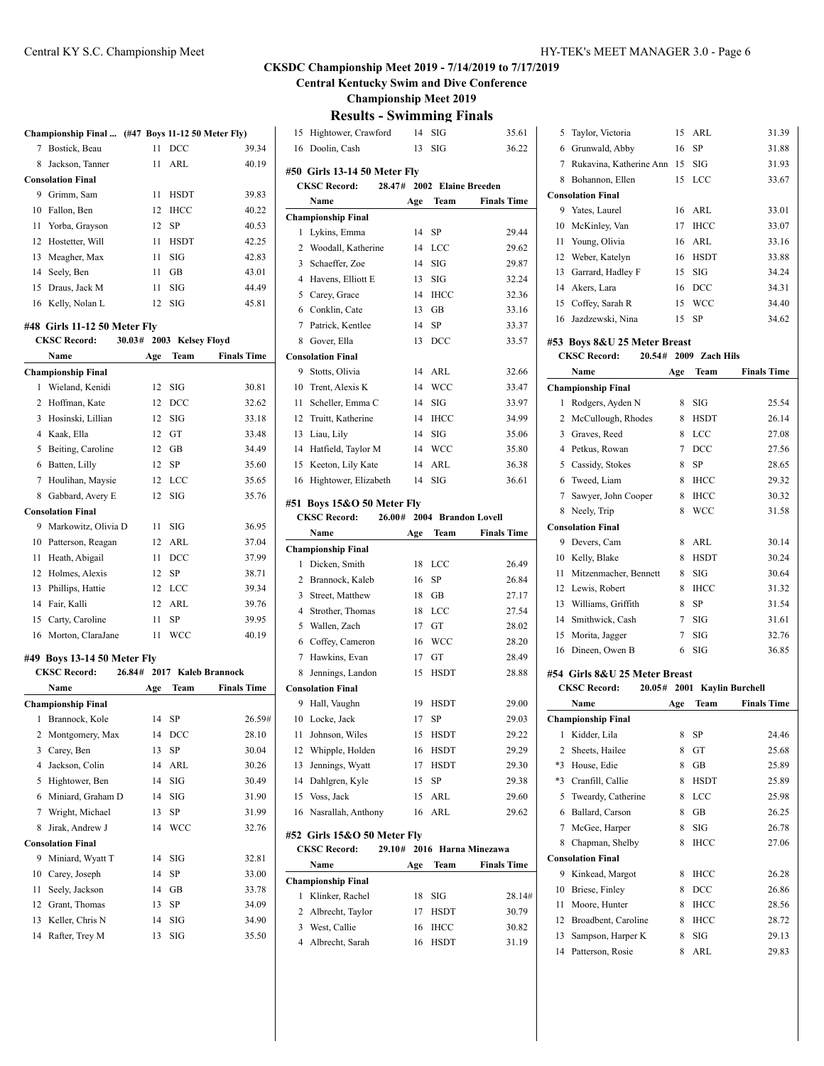## CKSDC Championship Meet 2019 - 7/14/2019 to 7/17/2019

### Central Kentucky Swim and Dive Conference

### Championship Meet 2019

### Results - Swimming Finals

**Championship Final ... (#47 Boys 11-12 50 Meter Fly)**

| | Name | Age | Team | Finals Time |
|---|---|---|---|---|
| 7 | Bostick, Beau | 11 | DCC | 39.34 |
| 8 | Jackson, Tanner | 11 | ARL | 40.19 |
| **Consolation Final** | | | | |
| 9 | Grimm, Sam | 11 | HSDT | 39.83 |
| 10 | Fallon, Ben | 12 | IHCC | 40.22 |
| 11 | Yorba, Grayson | 12 | SP | 40.53 |
| 12 | Hostetter, Will | 11 | HSDT | 42.25 |
| 13 | Meagher, Max | 11 | SIG | 42.83 |
| 14 | Seely, Ben | 11 | GB | 43.01 |
| 15 | Draus, Jack M | 11 | SIG | 44.49 |
| 16 | Kelly, Nolan L | 12 | SIG | 45.81 |

#### #48 Girls 11-12 50 Meter Fly

**CKSC Record: 30.03# 2003 Kelsey Floyd**

| | Name | Age | Team | Finals Time |
|---|---|---|---|---|
| **Championship Final** | | | | |
| 1 | Wieland, Kenidi | 12 | SIG | 30.81 |
| 2 | Hoffman, Kate | 12 | DCC | 32.62 |
| 3 | Hosinski, Lillian | 12 | SIG | 33.18 |
| 4 | Kaak, Ella | 12 | GT | 33.48 |
| 5 | Beiting, Caroline | 12 | GB | 34.49 |
| 6 | Batten, Lilly | 12 | SP | 35.60 |
| 7 | Houlihan, Maysie | 12 | LCC | 35.65 |
| 8 | Gabbard, Avery E | 12 | SIG | 35.76 |
| **Consolation Final** | | | | |
| 9 | Markowitz, Olivia D | 11 | SIG | 36.95 |
| 10 | Patterson, Reagan | 12 | ARL | 37.04 |
| 11 | Heath, Abigail | 11 | DCC | 37.99 |
| 12 | Holmes, Alexis | 12 | SP | 38.71 |
| 13 | Phillips, Hattie | 12 | LCC | 39.34 |
| 14 | Fair, Kalli | 12 | ARL | 39.76 |
| 15 | Carty, Caroline | 11 | SP | 39.95 |
| 16 | Morton, ClaraJane | 11 | WCC | 40.19 |

#### #49 Boys 13-14 50 Meter Fly

**CKSC Record: 26.84# 2017 Kaleb Brannock**

| | Name | Age | Team | Finals Time |
|---|---|---|---|---|
| **Championship Final** | | | | |
| 1 | Brannock, Kole | 14 | SP | 26.59# |
| 2 | Montgomery, Max | 14 | DCC | 28.10 |
| 3 | Carey, Ben | 13 | SP | 30.04 |
| 4 | Jackson, Colin | 14 | ARL | 30.26 |
| 5 | Hightower, Ben | 14 | SIG | 30.49 |
| 6 | Miniard, Graham D | 14 | SIG | 31.90 |
| 7 | Wright, Michael | 13 | SP | 31.99 |
| 8 | Jirak, Andrew J | 14 | WCC | 32.76 |
| **Consolation Final** | | | | |
| 9 | Miniard, Wyatt T | 14 | SIG | 32.81 |
| 10 | Carey, Joseph | 14 | SP | 33.00 |
| 11 | Seely, Jackson | 14 | GB | 33.78 |
| 12 | Grant, Thomas | 13 | SP | 34.09 |
| 13 | Keller, Chris N | 14 | SIG | 34.90 |
| 14 | Rafter, Trey M | 13 | SIG | 35.50 |
| 15 | Hightower, Crawford | 14 | SIG | 35.61 |
| 16 | Doolin, Cash | 13 | SIG | 36.22 |

#### #50 Girls 13-14 50 Meter Fly

**CKSC Record: 28.47# 2002 Elaine Breeden**

| | Name | Age | Team | Finals Time |
|---|---|---|---|---|
| **Championship Final** | | | | |
| 1 | Lykins, Emma | 14 | SP | 29.44 |
| 2 | Woodall, Katherine | 14 | LCC | 29.62 |
| 3 | Schaeffer, Zoe | 14 | SIG | 29.87 |
| 4 | Havens, Elliott E | 13 | SIG | 32.24 |
| 5 | Carey, Grace | 14 | IHCC | 32.36 |
| 6 | Conklin, Cate | 13 | GB | 33.16 |
| 7 | Patrick, Kentlee | 14 | SP | 33.37 |
| 8 | Gover, Ella | 13 | DCC | 33.57 |
| **Consolation Final** | | | | |
| 9 | Stotts, Olivia | 14 | ARL | 32.66 |
| 10 | Trent, Alexis K | 14 | WCC | 33.47 |
| 11 | Scheller, Emma C | 14 | SIG | 33.97 |
| 12 | Truitt, Katherine | 14 | IHCC | 34.99 |
| 13 | Liau, Lily | 14 | SIG | 35.06 |
| 14 | Hatfield, Taylor M | 14 | WCC | 35.80 |
| 15 | Keeton, Lily Kate | 14 | ARL | 36.38 |
| 16 | Hightower, Elizabeth | 14 | SIG | 36.61 |

#### #51 Boys 15&O 50 Meter Fly

**CKSC Record: 26.00# 2004 Brandon Lovell**

| | Name | Age | Team | Finals Time |
|---|---|---|---|---|
| **Championship Final** | | | | |
| 1 | Dicken, Smith | 18 | LCC | 26.49 |
| 2 | Brannock, Kaleb | 16 | SP | 26.84 |
| 3 | Street, Matthew | 18 | GB | 27.17 |
| 4 | Strother, Thomas | 18 | LCC | 27.54 |
| 5 | Wallen, Zach | 17 | GT | 28.02 |
| 6 | Coffey, Cameron | 16 | WCC | 28.20 |
| 7 | Hawkins, Evan | 17 | GT | 28.49 |
| 8 | Jennings, Landon | 15 | HSDT | 28.88 |
| **Consolation Final** | | | | |
| 9 | Hall, Vaughn | 19 | HSDT | 29.00 |
| 10 | Locke, Jack | 17 | SP | 29.03 |
| 11 | Johnson, Wiles | 15 | HSDT | 29.22 |
| 12 | Whipple, Holden | 16 | HSDT | 29.29 |
| 13 | Jennings, Wyatt | 17 | HSDT | 29.30 |
| 14 | Dahlgren, Kyle | 15 | SP | 29.38 |
| 15 | Voss, Jack | 15 | ARL | 29.60 |
| 16 | Nasrallah, Anthony | 16 | ARL | 29.62 |

#### #52 Girls 15&O 50 Meter Fly

**CKSC Record: 29.10# 2016 Harna Minezawa**

| | Name | Age | Team | Finals Time |
|---|---|---|---|---|
| **Championship Final** | | | | |
| 1 | Klinker, Rachel | 18 | SIG | 28.14# |
| 2 | Albrecht, Taylor | 17 | HSDT | 30.79 |
| 3 | West, Callie | 16 | IHCC | 30.82 |
| 4 | Albrecht, Sarah | 16 | HSDT | 31.19 |
| 5 | Taylor, Victoria | 15 | ARL | 31.39 |
| 6 | Grunwald, Abby | 16 | SP | 31.88 |
| 7 | Rukavina, Katherine Ann | 15 | SIG | 31.93 |
| 8 | Bohannon, Ellen | 15 | LCC | 33.67 |
| **Consolation Final** | | | | |
| 9 | Yates, Laurel | 16 | ARL | 33.01 |
| 10 | McKinley, Van | 17 | IHCC | 33.07 |
| 11 | Young, Olivia | 16 | ARL | 33.16 |
| 12 | Weber, Katelyn | 16 | HSDT | 33.88 |
| 13 | Garrard, Hadley F | 15 | SIG | 34.24 |
| 14 | Akers, Lara | 16 | DCC | 34.31 |
| 15 | Coffey, Sarah R | 15 | WCC | 34.40 |
| 16 | Jazdzewski, Nina | 15 | SP | 34.62 |

#### #53 Boys 8&U 25 Meter Breast

**CKSC Record: 20.54# 2009 Zach Hils**

| | Name | Age | Team | Finals Time |
|---|---|---|---|---|
| **Championship Final** | | | | |
| 1 | Rodgers, Ayden N | 8 | SIG | 25.54 |
| 2 | McCullough, Rhodes | 8 | HSDT | 26.14 |
| 3 | Graves, Reed | 8 | LCC | 27.08 |
| 4 | Petkus, Rowan | 7 | DCC | 27.56 |
| 5 | Cassidy, Stokes | 8 | SP | 28.65 |
| 6 | Tweed, Liam | 8 | IHCC | 29.32 |
| 7 | Sawyer, John Cooper | 8 | IHCC | 30.32 |
| 8 | Neely, Trip | 8 | WCC | 31.58 |
| **Consolation Final** | | | | |
| 9 | Devers, Cam | 8 | ARL | 30.14 |
| 10 | Kelly, Blake | 8 | HSDT | 30.24 |
| 11 | Mitzenmacher, Bennett | 8 | SIG | 30.64 |
| 12 | Lewis, Robert | 8 | IHCC | 31.32 |
| 13 | Williams, Griffith | 8 | SP | 31.54 |
| 14 | Smithwick, Cash | 7 | SIG | 31.61 |
| 15 | Morita, Jagger | 7 | SIG | 32.76 |
| 16 | Dineen, Owen B | 6 | SIG | 36.85 |

#### #54 Girls 8&U 25 Meter Breast

**CKSC Record: 20.05# 2001 Kaylin Burchell**

| | Name | Age | Team | Finals Time |
|---|---|---|---|---|
| **Championship Final** | | | | |
| 1 | Kidder, Lila | 8 | SP | 24.46 |
| 2 | Sheets, Hailee | 8 | GT | 25.68 |
| *3 | House, Edie | 8 | GB | 25.89 |
| *3 | Cranfill, Callie | 8 | HSDT | 25.89 |
| 5 | Tweardy, Catherine | 8 | LCC | 25.98 |
| 6 | Ballard, Carson | 8 | GB | 26.25 |
| 7 | McGee, Harper | 8 | SIG | 26.78 |
| 8 | Chapman, Shelby | 8 | IHCC | 27.06 |
| **Consolation Final** | | | | |
| 9 | Kinkead, Margot | 8 | IHCC | 26.28 |
| 10 | Briese, Finley | 8 | DCC | 26.86 |
| 11 | Moore, Hunter | 8 | IHCC | 28.56 |
| 12 | Broadbent, Caroline | 8 | IHCC | 28.72 |
| 13 | Sampson, Harper K | 8 | SIG | 29.13 |
| 14 | Patterson, Rosie | 8 | ARL | 29.83 |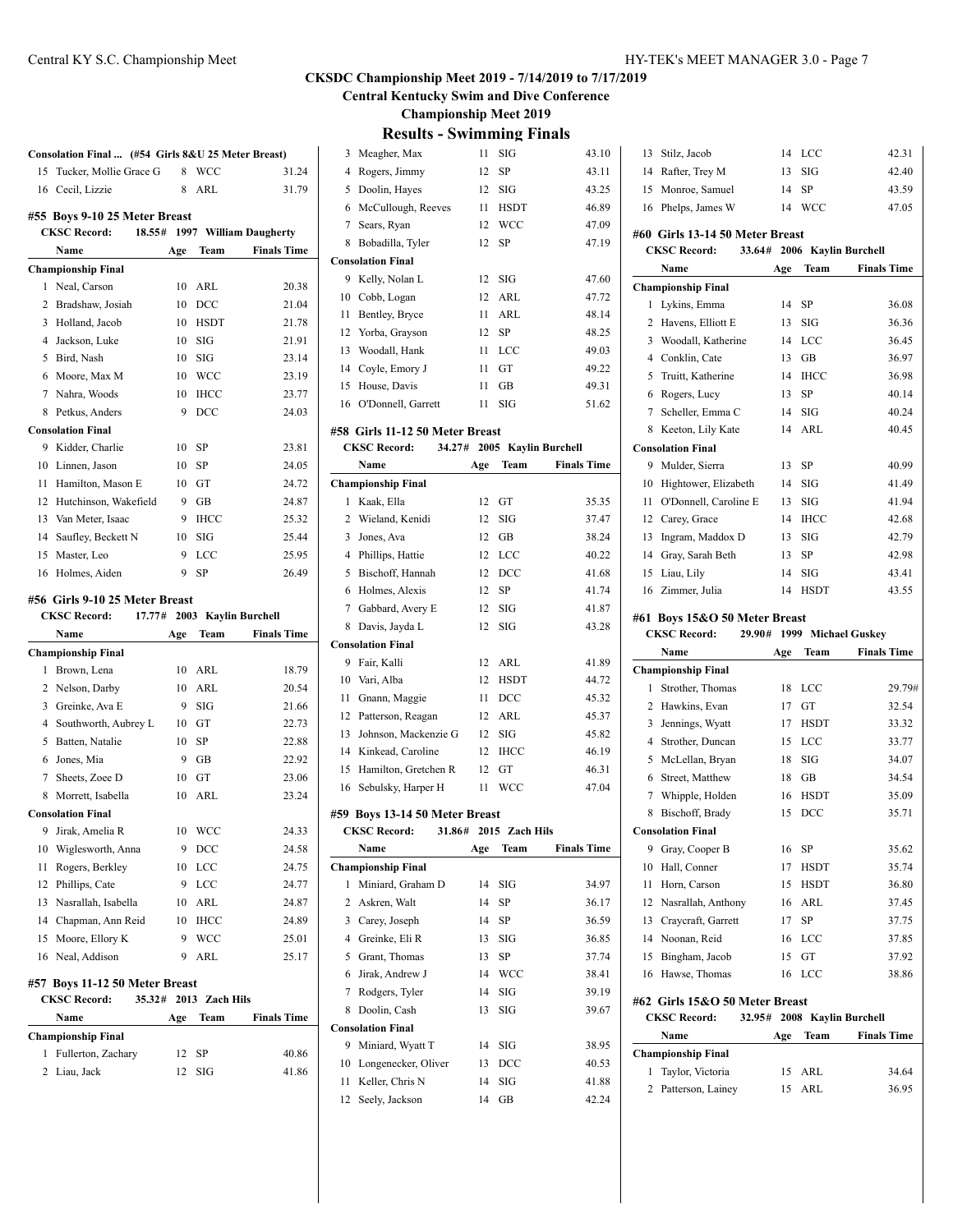## CKSDC Championship Meet 2019 - 7/14/2019 to 7/17/2019

**Central Kentucky Swim and Dive Conference**

**Championship Meet 2019**

### Results - Swimming Finals

**Consolation Final ... (#54 Girls 8&U 25 Meter Breast)**

| | Name | Age | Team | Finals Time |
|---|---|---|---|---|
| 15 | Tucker, Mollie Grace G | 8 | WCC | 31.24 |
| 16 | Cecil, Lizzie | 8 | ARL | 31.79 |

### #55 Boys 9-10 25 Meter Breast

**CKSC Record: 18.55# 1997 William Daugherty**

| | Name | Age | Team | Finals Time |
|---|---|---|---|---|
| **Championship Final** | | | | |
| 1 | Neal, Carson | 10 | ARL | 20.38 |
| 2 | Bradshaw, Josiah | 10 | DCC | 21.04 |
| 3 | Holland, Jacob | 10 | HSDT | 21.78 |
| 4 | Jackson, Luke | 10 | SIG | 21.91 |
| 5 | Bird, Nash | 10 | SIG | 23.14 |
| 6 | Moore, Max M | 10 | WCC | 23.19 |
| 7 | Nahra, Woods | 10 | IHCC | 23.77 |
| 8 | Petkus, Anders | 9 | DCC | 24.03 |
| **Consolation Final** | | | | |
| 9 | Kidder, Charlie | 10 | SP | 23.81 |
| 10 | Linnen, Jason | 10 | SP | 24.05 |
| 11 | Hamilton, Mason E | 10 | GT | 24.72 |
| 12 | Hutchinson, Wakefield | 9 | GB | 24.87 |
| 13 | Van Meter, Isaac | 9 | IHCC | 25.32 |
| 14 | Saufley, Beckett N | 10 | SIG | 25.44 |
| 15 | Master, Leo | 9 | LCC | 25.95 |
| 16 | Holmes, Aiden | 9 | SP | 26.49 |

### #56 Girls 9-10 25 Meter Breast

**CKSC Record: 17.77# 2003 Kaylin Burchell**

| | Name | Age | Team | Finals Time |
|---|---|---|---|---|
| **Championship Final** | | | | |
| 1 | Brown, Lena | 10 | ARL | 18.79 |
| 2 | Nelson, Darby | 10 | ARL | 20.54 |
| 3 | Greinke, Ava E | 9 | SIG | 21.66 |
| 4 | Southworth, Aubrey L | 10 | GT | 22.73 |
| 5 | Batten, Natalie | 10 | SP | 22.88 |
| 6 | Jones, Mia | 9 | GB | 22.92 |
| 7 | Sheets, Zoee D | 10 | GT | 23.06 |
| 8 | Morrett, Isabella | 10 | ARL | 23.24 |
| **Consolation Final** | | | | |
| 9 | Jirak, Amelia R | 10 | WCC | 24.33 |
| 10 | Wiglesworth, Anna | 9 | DCC | 24.58 |
| 11 | Rogers, Berkley | 10 | LCC | 24.75 |
| 12 | Phillips, Cate | 9 | LCC | 24.77 |
| 13 | Nasrallah, Isabella | 10 | ARL | 24.87 |
| 14 | Chapman, Ann Reid | 10 | IHCC | 24.89 |
| 15 | Moore, Ellory K | 9 | WCC | 25.01 |
| 16 | Neal, Addison | 9 | ARL | 25.17 |

### #57 Boys 11-12 50 Meter Breast

**CKSC Record: 35.32# 2013 Zach Hils**

| | Name | Age | Team | Finals Time |
|---|---|---|---|---|
| **Championship Final** | | | | |
| 1 | Fullerton, Zachary | 12 | SP | 40.86 |
| 2 | Liau, Jack | 12 | SIG | 41.86 |
| 3 | Meagher, Max | 11 | SIG | 43.10 |
| 4 | Rogers, Jimmy | 12 | SP | 43.11 |
| 5 | Doolin, Hayes | 12 | SIG | 43.25 |
| 6 | McCullough, Reeves | 11 | HSDT | 46.89 |
| 7 | Sears, Ryan | 12 | WCC | 47.09 |
| 8 | Bobadilla, Tyler | 12 | SP | 47.19 |
| **Consolation Final** | | | | |
| 9 | Kelly, Nolan L | 12 | SIG | 47.60 |
| 10 | Cobb, Logan | 12 | ARL | 47.72 |
| 11 | Bentley, Bryce | 11 | ARL | 48.14 |
| 12 | Yorba, Grayson | 12 | SP | 48.25 |
| 13 | Woodall, Hank | 11 | LCC | 49.03 |
| 14 | Coyle, Emory J | 11 | GT | 49.22 |
| 15 | House, Davis | 11 | GB | 49.31 |
| 16 | O'Donnell, Garrett | 11 | SIG | 51.62 |

### #58 Girls 11-12 50 Meter Breast

**CKSC Record: 34.27# 2005 Kaylin Burchell**

| | Name | Age | Team | Finals Time |
|---|---|---|---|---|
| **Championship Final** | | | | |
| 1 | Kaak, Ella | 12 | GT | 35.35 |
| 2 | Wieland, Kenidi | 12 | SIG | 37.47 |
| 3 | Jones, Ava | 12 | GB | 38.24 |
| 4 | Phillips, Hattie | 12 | LCC | 40.22 |
| 5 | Bischoff, Hannah | 12 | DCC | 41.68 |
| 6 | Holmes, Alexis | 12 | SP | 41.74 |
| 7 | Gabbard, Avery E | 12 | SIG | 41.87 |
| 8 | Davis, Jayda L | 12 | SIG | 43.28 |
| **Consolation Final** | | | | |
| 9 | Fair, Kalli | 12 | ARL | 41.89 |
| 10 | Vari, Alba | 12 | HSDT | 44.72 |
| 11 | Gnann, Maggie | 11 | DCC | 45.32 |
| 12 | Patterson, Reagan | 12 | ARL | 45.37 |
| 13 | Johnson, Mackenzie G | 12 | SIG | 45.82 |
| 14 | Kinkead, Caroline | 12 | IHCC | 46.19 |
| 15 | Hamilton, Gretchen R | 12 | GT | 46.31 |
| 16 | Sebulsky, Harper H | 11 | WCC | 47.04 |

### #59 Boys 13-14 50 Meter Breast

**CKSC Record: 31.86# 2015 Zach Hils**

| | Name | Age | Team | Finals Time |
|---|---|---|---|---|
| **Championship Final** | | | | |
| 1 | Miniard, Graham D | 14 | SIG | 34.97 |
| 2 | Askren, Walt | 14 | SP | 36.17 |
| 3 | Carey, Joseph | 14 | SP | 36.59 |
| 4 | Greinke, Eli R | 13 | SIG | 36.85 |
| 5 | Grant, Thomas | 13 | SP | 37.74 |
| 6 | Jirak, Andrew J | 14 | WCC | 38.41 |
| 7 | Rodgers, Tyler | 14 | SIG | 39.19 |
| 8 | Doolin, Cash | 13 | SIG | 39.67 |
| **Consolation Final** | | | | |
| 9 | Miniard, Wyatt T | 14 | SIG | 38.95 |
| 10 | Longenecker, Oliver | 13 | DCC | 40.53 |
| 11 | Keller, Chris N | 14 | SIG | 41.88 |
| 12 | Seely, Jackson | 14 | GB | 42.24 |
| 13 | Stilz, Jacob | 14 | LCC | 42.31 |
| 14 | Rafter, Trey M | 13 | SIG | 42.40 |
| 15 | Monroe, Samuel | 14 | SP | 43.59 |
| 16 | Phelps, James W | 14 | WCC | 47.05 |

### #60 Girls 13-14 50 Meter Breast

**CKSC Record: 33.64# 2006 Kaylin Burchell**

| | Name | Age | Team | Finals Time |
|---|---|---|---|---|
| **Championship Final** | | | | |
| 1 | Lykins, Emma | 14 | SP | 36.08 |
| 2 | Havens, Elliott E | 13 | SIG | 36.36 |
| 3 | Woodall, Katherine | 14 | LCC | 36.45 |
| 4 | Conklin, Cate | 13 | GB | 36.97 |
| 5 | Truitt, Katherine | 14 | IHCC | 36.98 |
| 6 | Rogers, Lucy | 13 | SP | 40.14 |
| 7 | Scheller, Emma C | 14 | SIG | 40.24 |
| 8 | Keeton, Lily Kate | 14 | ARL | 40.45 |
| **Consolation Final** | | | | |
| 9 | Mulder, Sierra | 13 | SP | 40.99 |
| 10 | Hightower, Elizabeth | 14 | SIG | 41.49 |
| 11 | O'Donnell, Caroline E | 13 | SIG | 41.94 |
| 12 | Carey, Grace | 14 | IHCC | 42.68 |
| 13 | Ingram, Maddox D | 13 | SIG | 42.79 |
| 14 | Gray, Sarah Beth | 13 | SP | 42.98 |
| 15 | Liau, Lily | 14 | SIG | 43.41 |
| 16 | Zimmer, Julia | 14 | HSDT | 43.55 |

### #61 Boys 15&O 50 Meter Breast

**CKSC Record: 29.90# 1999 Michael Guskey**

| | Name | Age | Team | Finals Time |
|---|---|---|---|---|
| **Championship Final** | | | | |
| 1 | Strother, Thomas | 18 | LCC | 29.79# |
| 2 | Hawkins, Evan | 17 | GT | 32.54 |
| 3 | Jennings, Wyatt | 17 | HSDT | 33.32 |
| 4 | Strother, Duncan | 15 | LCC | 33.77 |
| 5 | McLellan, Bryan | 18 | SIG | 34.07 |
| 6 | Street, Matthew | 18 | GB | 34.54 |
| 7 | Whipple, Holden | 16 | HSDT | 35.09 |
| 8 | Bischoff, Brady | 15 | DCC | 35.71 |
| **Consolation Final** | | | | |
| 9 | Gray, Cooper B | 16 | SP | 35.62 |
| 10 | Hall, Conner | 17 | HSDT | 35.74 |
| 11 | Horn, Carson | 15 | HSDT | 36.80 |
| 12 | Nasrallah, Anthony | 16 | ARL | 37.45 |
| 13 | Craycraft, Garrett | 17 | SP | 37.75 |
| 14 | Noonan, Reid | 16 | LCC | 37.85 |
| 15 | Bingham, Jacob | 15 | GT | 37.92 |
| 16 | Hawse, Thomas | 16 | LCC | 38.86 |

### #62 Girls 15&O 50 Meter Breast

**CKSC Record: 32.95# 2008 Kaylin Burchell**

| | Name | Age | Team | Finals Time |
|---|---|---|---|---|
| **Championship Final** | | | | |
| 1 | Taylor, Victoria | 15 | ARL | 34.64 |
| 2 | Patterson, Lainey | 15 | ARL | 36.95 |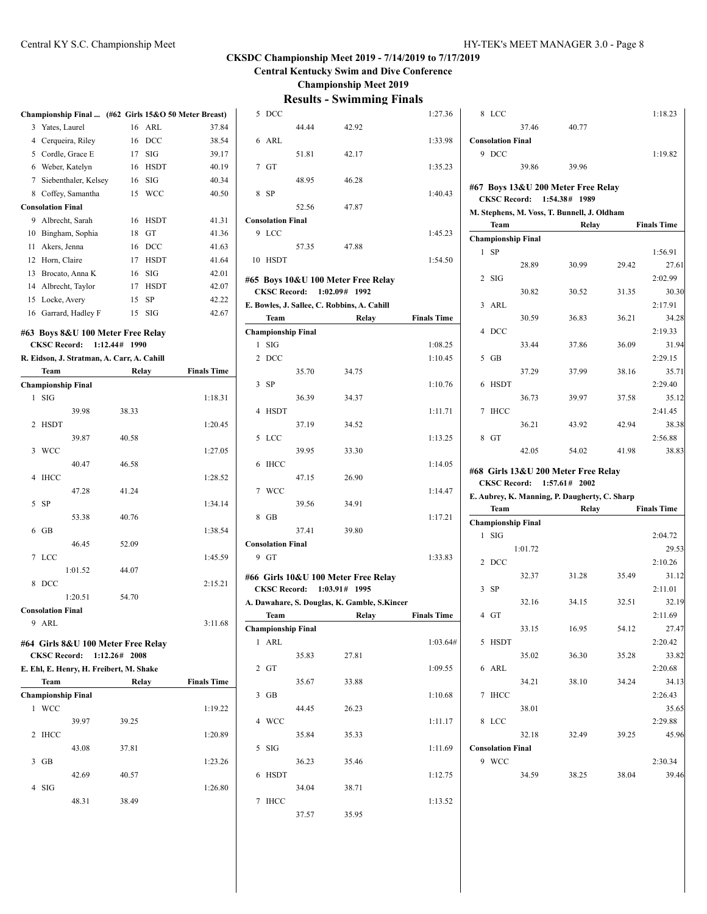## CKSDC Championship Meet 2019 - 7/14/2019 to 7/17/2019

**Central Kentucky Swim and Dive Conference**

**Championship Meet 2019**

### Results - Swimming Finals

**Championship Final ... (#62 Girls 15&O 50 Meter Breast)**

| Place | Name | Age | Team | Time |
|---|---|---|---|---|
| 3 | Yates, Laurel | 16 | ARL | 37.84 |
| 4 | Cerqueira, Riley | 16 | DCC | 38.54 |
| 5 | Cordle, Grace E | 17 | SIG | 39.17 |
| 6 | Weber, Katelyn | 16 | HSDT | 40.19 |
| 7 | Siebenthaler, Kelsey | 16 | SIG | 40.34 |
| 8 | Coffey, Samantha | 15 | WCC | 40.50 |
| **Consolation Final** | | | | |
| 9 | Albrecht, Sarah | 16 | HSDT | 41.31 |
| 10 | Bingham, Sophia | 18 | GT | 41.36 |
| 11 | Akers, Jenna | 16 | DCC | 41.63 |
| 12 | Horn, Claire | 17 | HSDT | 41.64 |
| 13 | Brocato, Anna K | 16 | SIG | 42.01 |
| 14 | Albrecht, Taylor | 17 | HSDT | 42.07 |
| 15 | Locke, Avery | 15 | SP | 42.22 |
| 16 | Garrard, Hadley F | 15 | SIG | 42.67 |

### #63 Boys 8&U 100 Meter Free Relay

**CKSC Record: 1:12.44# 1990**

**R. Eidson, J. Stratman, A. Carr, A. Cahill**

| Place | Team | Relay | Finals Time |
|---|---|---|---|
| **Championship Final** | | | |
| 1 | SIG | | 1:18.31 |
| | 39.98 | 38.33 | |
| 2 | HSDT | | 1:20.45 |
| | 39.87 | 40.58 | |
| 3 | WCC | | 1:27.05 |
| | 40.47 | 46.58 | |
| 4 | IHCC | | 1:28.52 |
| | 47.28 | 41.24 | |
| 5 | SP | | 1:34.14 |
| | 53.38 | 40.76 | |
| 6 | GB | | 1:38.54 |
| | 46.45 | 52.09 | |
| 7 | LCC | | 1:45.59 |
| | 1:01.52 | 44.07 | |
| 8 | DCC | | 2:15.21 |
| | 1:20.51 | 54.70 | |
| **Consolation Final** | | | |
| 9 | ARL | | 3:11.68 |

### #64 Girls 8&U 100 Meter Free Relay

**CKSC Record: 1:12.26# 2008**

**E. Ehl, H. Henry, H. Freibert, M. Shake**

| Place | Team | Relay | Finals Time |
|---|---|---|---|
| **Championship Final** | | | |
| 1 | WCC | | 1:19.22 |
| | 39.97 | 39.25 | |
| 2 | IHCC | | 1:20.89 |
| | 43.08 | 37.81 | |
| 3 | GB | | 1:23.26 |
| | 42.69 | 40.57 | |
| 4 | SIG | | 1:26.80 |
| | 48.31 | 38.49 | |
| 5 | DCC | | 1:27.36 |
| | 44.44 | 42.92 | |
| 6 | ARL | | 1:33.98 |
| | 51.81 | 42.17 | |
| 7 | GT | | 1:35.23 |
| | 48.95 | 46.28 | |
| 8 | SP | | 1:40.43 |
| | 52.56 | 47.87 | |
| **Consolation Final** | | | |
| 9 | LCC | | 1:45.23 |
| | 57.35 | 47.88 | |
| 10 | HSDT | | 1:54.50 |

### #65 Boys 10&U 100 Meter Free Relay

**CKSC Record: 1:02.09# 1992**

**E. Bowles, J. Sallee, C. Robbins, A. Cahill**

| Place | Team | Relay | Finals Time |
|---|---|---|---|
| **Championship Final** | | | |
| 1 | SIG | | 1:08.25 |
| 2 | DCC | | 1:10.45 |
| | 35.70 | 34.75 | |
| 3 | SP | | 1:10.76 |
| | 36.39 | 34.37 | |
| 4 | HSDT | | 1:11.71 |
| | 37.19 | 34.52 | |
| 5 | LCC | | 1:13.25 |
| | 39.95 | 33.30 | |
| 6 | IHCC | | 1:14.05 |
| | 47.15 | 26.90 | |
| 7 | WCC | | 1:14.47 |
| | 39.56 | 34.91 | |
| 8 | GB | | 1:17.21 |
| | 37.41 | 39.80 | |
| **Consolation Final** | | | |
| 9 | GT | | 1:33.83 |

### #66 Girls 10&U 100 Meter Free Relay

**CKSC Record: 1:03.91# 1995**

**A. Dawahare, S. Douglas, K. Gamble, S.Kincer**

| Place | Team | Relay | Finals Time |
|---|---|---|---|
| **Championship Final** | | | |
| 1 | ARL | | 1:03.64# |
| | 35.83 | 27.81 | |
| 2 | GT | | 1:09.55 |
| | 35.67 | 33.88 | |
| 3 | GB | | 1:10.68 |
| | 44.45 | 26.23 | |
| 4 | WCC | | 1:11.17 |
| | 35.84 | 35.33 | |
| 5 | SIG | | 1:11.69 |
| | 36.23 | 35.46 | |
| 6 | HSDT | | 1:12.75 |
| | 34.04 | 38.71 | |
| 7 | IHCC | | 1:13.52 |
| | 37.57 | 35.95 | |
| 8 | LCC | | 1:18.23 |
| | 37.46 | 40.77 | |
| **Consolation Final** | | | |
| 9 | DCC | | 1:19.82 |
| | 39.86 | 39.96 | |

### #67 Boys 13&U 200 Meter Free Relay

**CKSC Record: 1:54.38# 1989**

**M. Stephens, M. Voss, T. Bunnell, J. Oldham**

| Place | Team | Relay | | | Finals Time |
|---|---|---|---|---|---|
| **Championship Final** | | | | | |
| 1 | SP | | | | 1:56.91 |
| | 28.89 | 30.99 | 29.42 | 27.61 | |
| 2 | SIG | | | | 2:02.99 |
| | 30.82 | 30.52 | 31.35 | 30.30 | |
| 3 | ARL | | | | 2:17.91 |
| | 30.59 | 36.83 | 36.21 | 34.28 | |
| 4 | DCC | | | | 2:19.33 |
| | 33.44 | 37.86 | 36.09 | 31.94 | |
| 5 | GB | | | | 2:29.15 |
| | 37.29 | 37.99 | 38.16 | 35.71 | |
| 6 | HSDT | | | | 2:29.40 |
| | 36.73 | 39.97 | 37.58 | 35.12 | |
| 7 | IHCC | | | | 2:41.45 |
| | 36.21 | 43.92 | 42.94 | 38.38 | |
| 8 | GT | | | | 2:56.88 |
| | 42.05 | 54.02 | 41.98 | 38.83 | |

### #68 Girls 13&U 200 Meter Free Relay

**CKSC Record: 1:57.61# 2002**

**E. Aubrey, K. Manning, P. Daugherty, C. Sharp**

| Place | Team | Relay | | | Finals Time |
|---|---|---|---|---|---|
| **Championship Final** | | | | | |
| 1 | SIG | | | | 2:04.72 |
| | 1:01.72 | | | 29.53 | |
| 2 | DCC | | | | 2:10.26 |
| | 32.37 | 31.28 | 35.49 | 31.12 | |
| 3 | SP | | | | 2:11.01 |
| | 32.16 | 34.15 | 32.51 | 32.19 | |
| 4 | GT | | | | 2:11.69 |
| | 33.15 | 16.95 | 54.12 | 27.47 | |
| 5 | HSDT | | | | 2:20.42 |
| | 35.02 | 36.30 | 35.28 | 33.82 | |
| 6 | ARL | | | | 2:20.68 |
| | 34.21 | 38.10 | 34.24 | 34.13 | |
| 7 | IHCC | | | | 2:26.43 |
| | 38.01 | | | 35.65 | |
| 8 | LCC | | | | 2:29.88 |
| | 32.18 | 32.49 | 39.25 | 45.96 | |
| **Consolation Final** | | | | | |
| 9 | WCC | | | | 2:30.34 |
| | 34.59 | 38.25 | 38.04 | 39.46 | |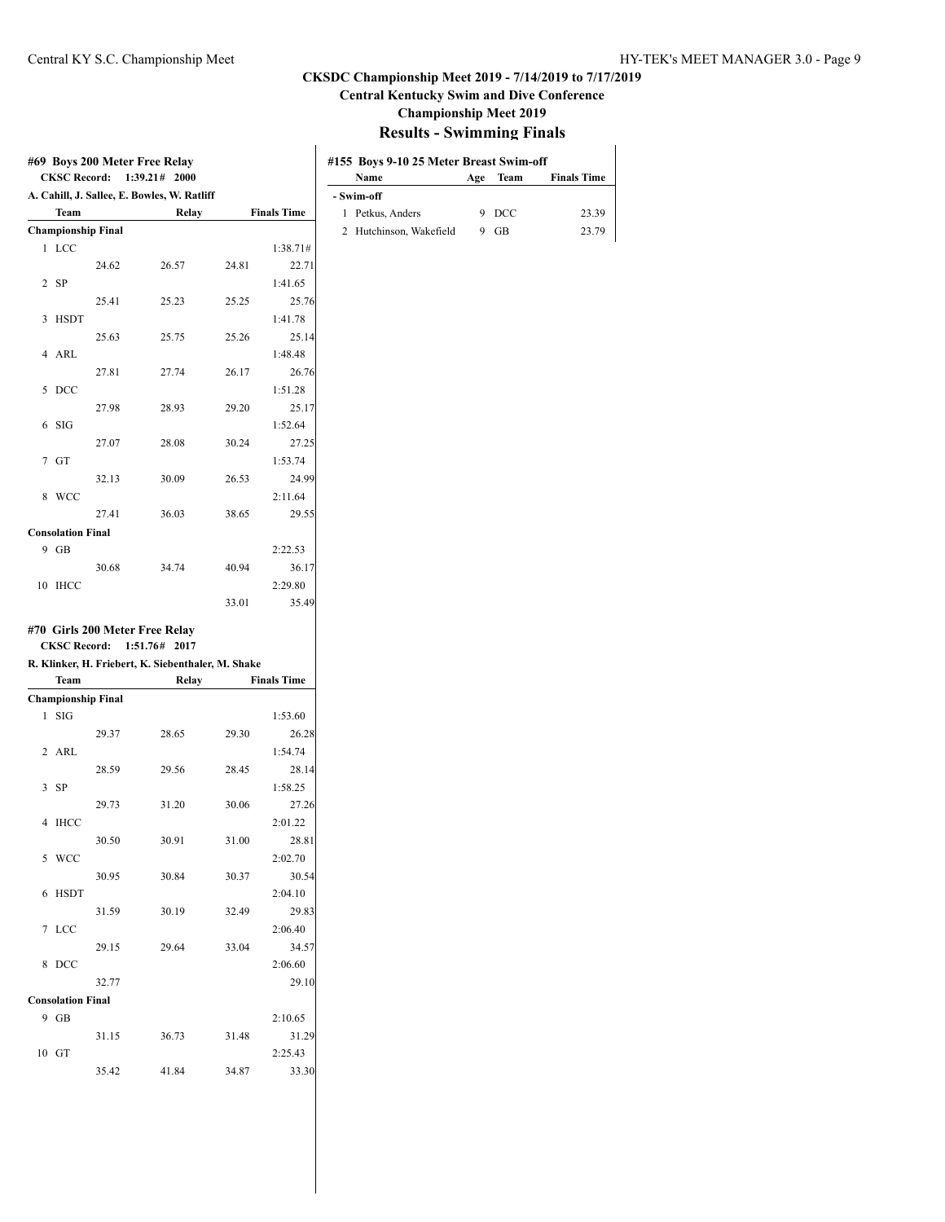## CKSDC Championship Meet 2019 - 7/14/2019 to 7/17/2019

### Central Kentucky Swim and Dive Conference

### Championship Meet 2019

### Results - Swimming Finals

**#69 Boys 200 Meter Free Relay**

**CKSC Record: 1:39.21# 2000**

**A. Cahill, J. Sallee, E. Bowles, W. Ratliff**

| | Team | | Relay | | Finals Time |
|---|---|---|---|---|---|
| **Championship Final** | | | | | |
| 1 | LCC | | | | 1:38.71# |
| | | 24.62 | 26.57 | 24.81 | 22.71 |
| 2 | SP | | | | 1:41.65 |
| | | 25.41 | 25.23 | 25.25 | 25.76 |
| 3 | HSDT | | | | 1:41.78 |
| | | 25.63 | 25.75 | 25.26 | 25.14 |
| 4 | ARL | | | | 1:48.48 |
| | | 27.81 | 27.74 | 26.17 | 26.76 |
| 5 | DCC | | | | 1:51.28 |
| | | 27.98 | 28.93 | 29.20 | 25.17 |
| 6 | SIG | | | | 1:52.64 |
| | | 27.07 | 28.08 | 30.24 | 27.25 |
| 7 | GT | | | | 1:53.74 |
| | | 32.13 | 30.09 | 26.53 | 24.99 |
| 8 | WCC | | | | 2:11.64 |
| | | 27.41 | 36.03 | 38.65 | 29.55 |
| **Consolation Final** | | | | | |
| 9 | GB | | | | 2:22.53 |
| | | 30.68 | 34.74 | 40.94 | 36.17 |
| 10 | IHCC | | | | 2:29.80 |
| | | | | 33.01 | 35.49 |

**#70 Girls 200 Meter Free Relay**

**CKSC Record: 1:51.76# 2017**

**R. Klinker, H. Friebert, K. Siebenthaler, M. Shake**

| | Team | | Relay | | Finals Time |
|---|---|---|---|---|---|
| **Championship Final** | | | | | |
| 1 | SIG | | | | 1:53.60 |
| | | 29.37 | 28.65 | 29.30 | 26.28 |
| 2 | ARL | | | | 1:54.74 |
| | | 28.59 | 29.56 | 28.45 | 28.14 |
| 3 | SP | | | | 1:58.25 |
| | | 29.73 | 31.20 | 30.06 | 27.26 |
| 4 | IHCC | | | | 2:01.22 |
| | | 30.50 | 30.91 | 31.00 | 28.81 |
| 5 | WCC | | | | 2:02.70 |
| | | 30.95 | 30.84 | 30.37 | 30.54 |
| 6 | HSDT | | | | 2:04.10 |
| | | 31.59 | 30.19 | 32.49 | 29.83 |
| 7 | LCC | | | | 2:06.40 |
| | | 29.15 | 29.64 | 33.04 | 34.57 |
| 8 | DCC | | | | 2:06.60 |
| | | 32.77 | | | 29.10 |
| **Consolation Final** | | | | | |
| 9 | GB | | | | 2:10.65 |
| | | 31.15 | 36.73 | 31.48 | 31.29 |
| 10 | GT | | | | 2:25.43 |
| | | 35.42 | 41.84 | 34.87 | 33.30 |

**#155 Boys 9-10 25 Meter Breast Swim-off**

| | Name | Age | Team | Finals Time |
|---|---|---|---|---|
| **- Swim-off** | | | | |
| 1 | Petkus, Anders | 9 | DCC | 23.39 |
| 2 | Hutchinson, Wakefield | 9 | GB | 23.79 |